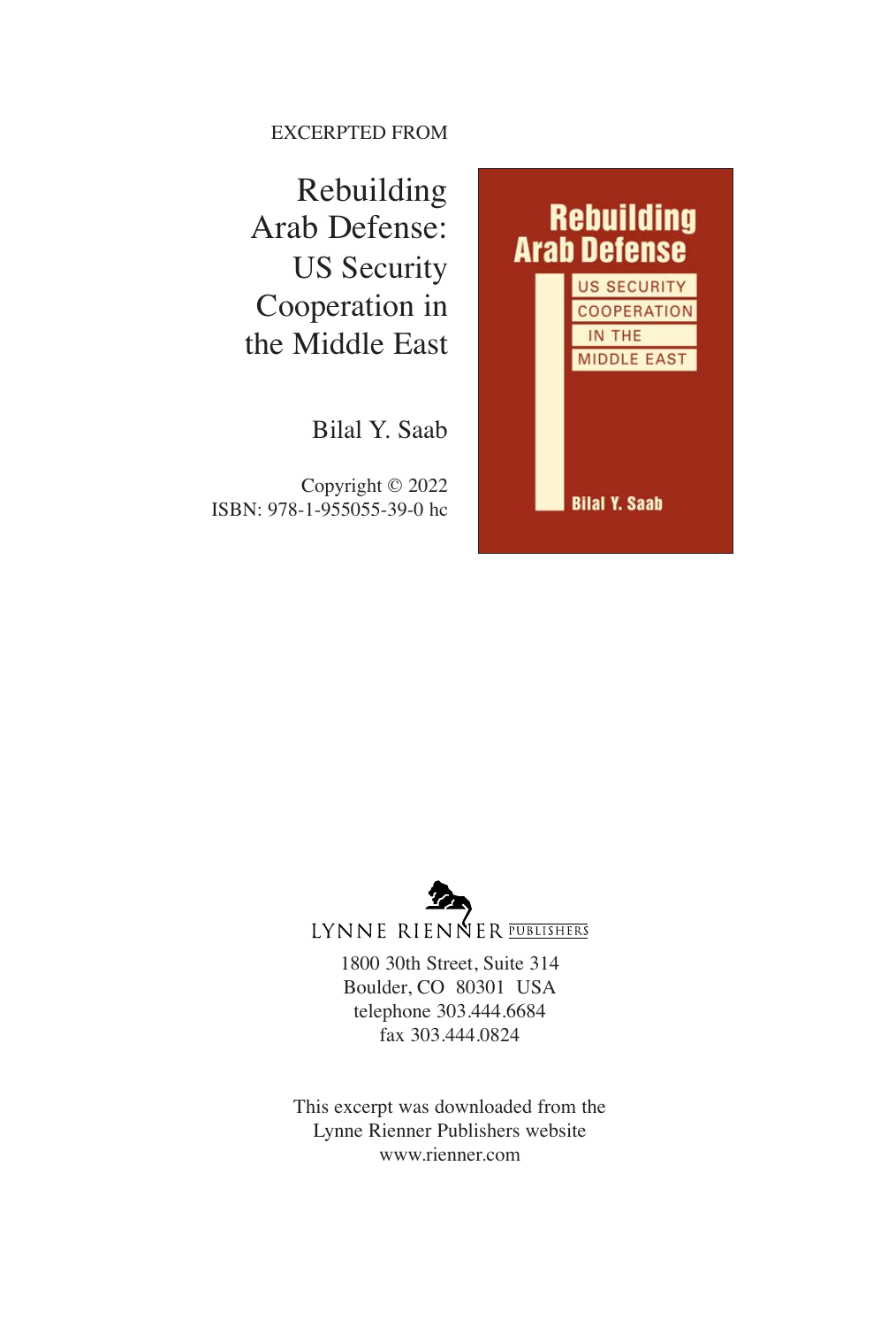EXCERPTED FROM

# Rebuilding Arab Defense: US Security Cooperation in the Middle East

Bilal Y. Saab

Copyright © 2022
ISBN: 978-1-955055-39-0 hc

LYNNE RIENNER PUBLISHERS

1800 30th Street, Suite 314
Boulder, CO 80301 USA
telephone 303.444.6684
fax 303.444.0824

This excerpt was downloaded from the Lynne Rienner Publishers website
www.rienner.com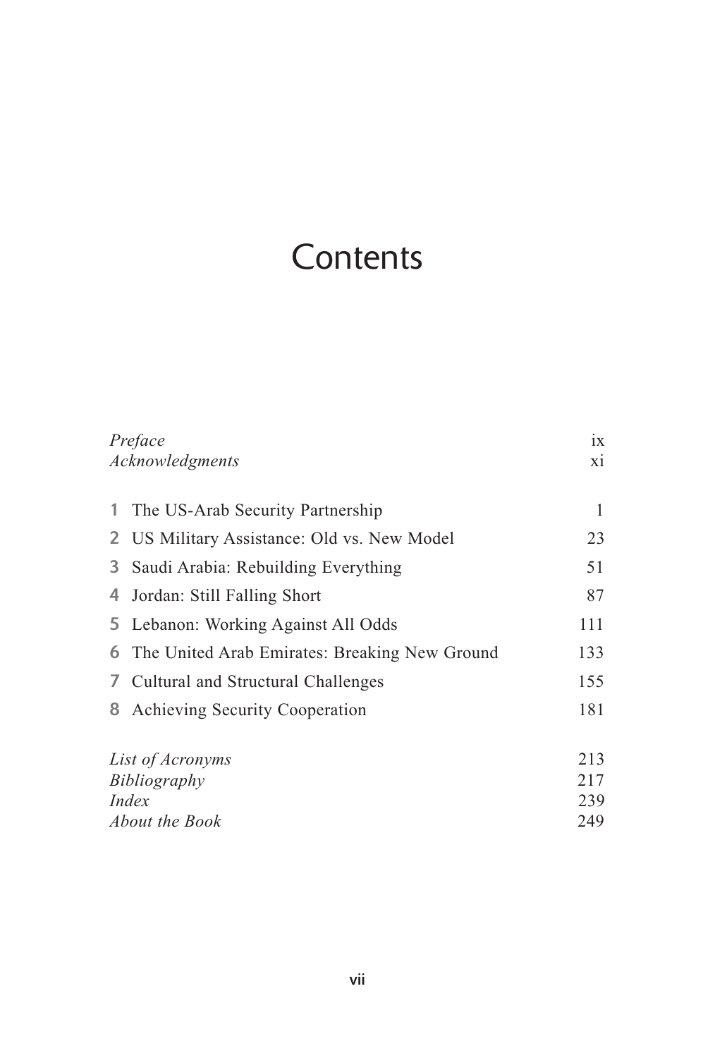# Contents

| | |
|---|---|
| *Preface* | ix |
| *Acknowledgments* | xi |
| | |
| **1** The US-Arab Security Partnership | 1 |
| **2** US Military Assistance: Old vs. New Model | 23 |
| **3** Saudi Arabia: Rebuilding Everything | 51 |
| **4** Jordan: Still Falling Short | 87 |
| **5** Lebanon: Working Against All Odds | 111 |
| **6** The United Arab Emirates: Breaking New Ground | 133 |
| **7** Cultural and Structural Challenges | 155 |
| **8** Achieving Security Cooperation | 181 |
| | |
| *List of Acronyms* | 213 |
| *Bibliography* | 217 |
| *Index* | 239 |
| *About the Book* | 249 |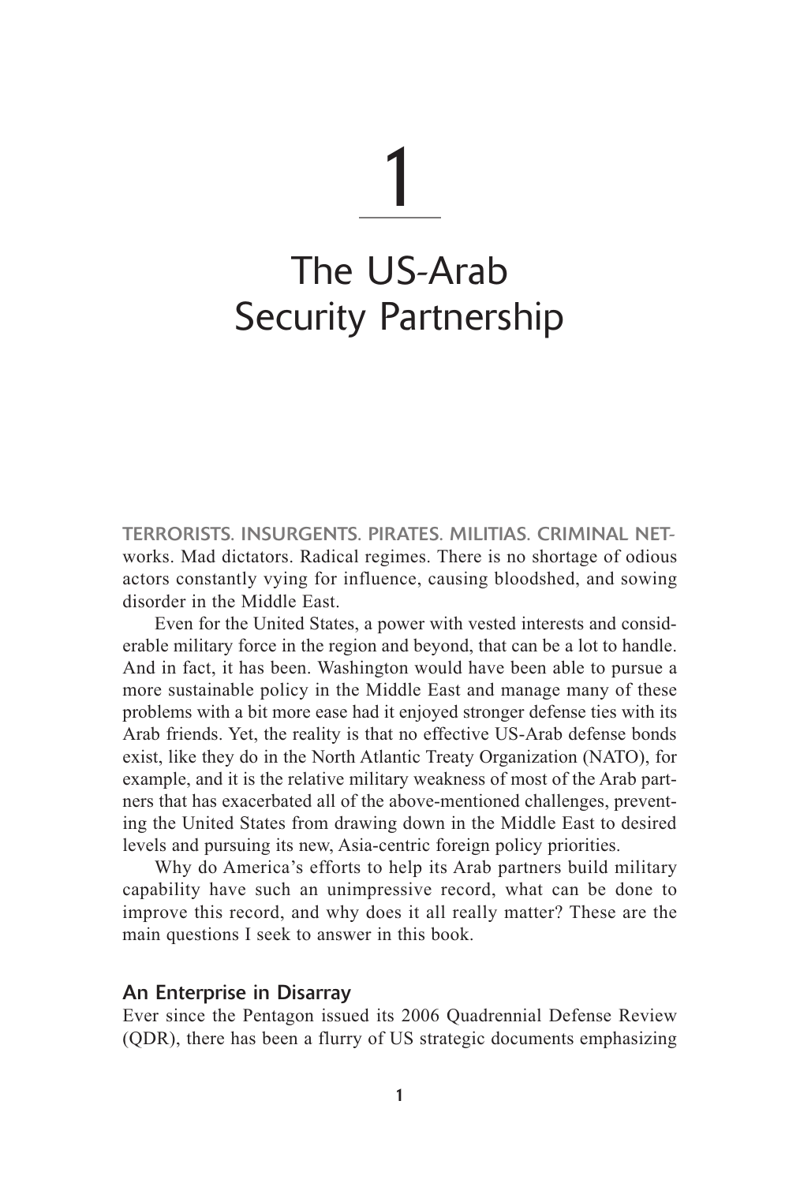# 1

# The US-Arab Security Partnership

TERRORISTS. INSURGENTS. PIRATES. MILITIAS. CRIMINAL NETworks. Mad dictators. Radical regimes. There is no shortage of odious actors constantly vying for influence, causing bloodshed, and sowing disorder in the Middle East.

Even for the United States, a power with vested interests and considerable military force in the region and beyond, that can be a lot to handle. And in fact, it has been. Washington would have been able to pursue a more sustainable policy in the Middle East and manage many of these problems with a bit more ease had it enjoyed stronger defense ties with its Arab friends. Yet, the reality is that no effective US-Arab defense bonds exist, like they do in the North Atlantic Treaty Organization (NATO), for example, and it is the relative military weakness of most of the Arab partners that has exacerbated all of the above-mentioned challenges, preventing the United States from drawing down in the Middle East to desired levels and pursuing its new, Asia-centric foreign policy priorities.

Why do America's efforts to help its Arab partners build military capability have such an unimpressive record, what can be done to improve this record, and why does it all really matter? These are the main questions I seek to answer in this book.

## An Enterprise in Disarray

Ever since the Pentagon issued its 2006 Quadrennial Defense Review (QDR), there has been a flurry of US strategic documents emphasizing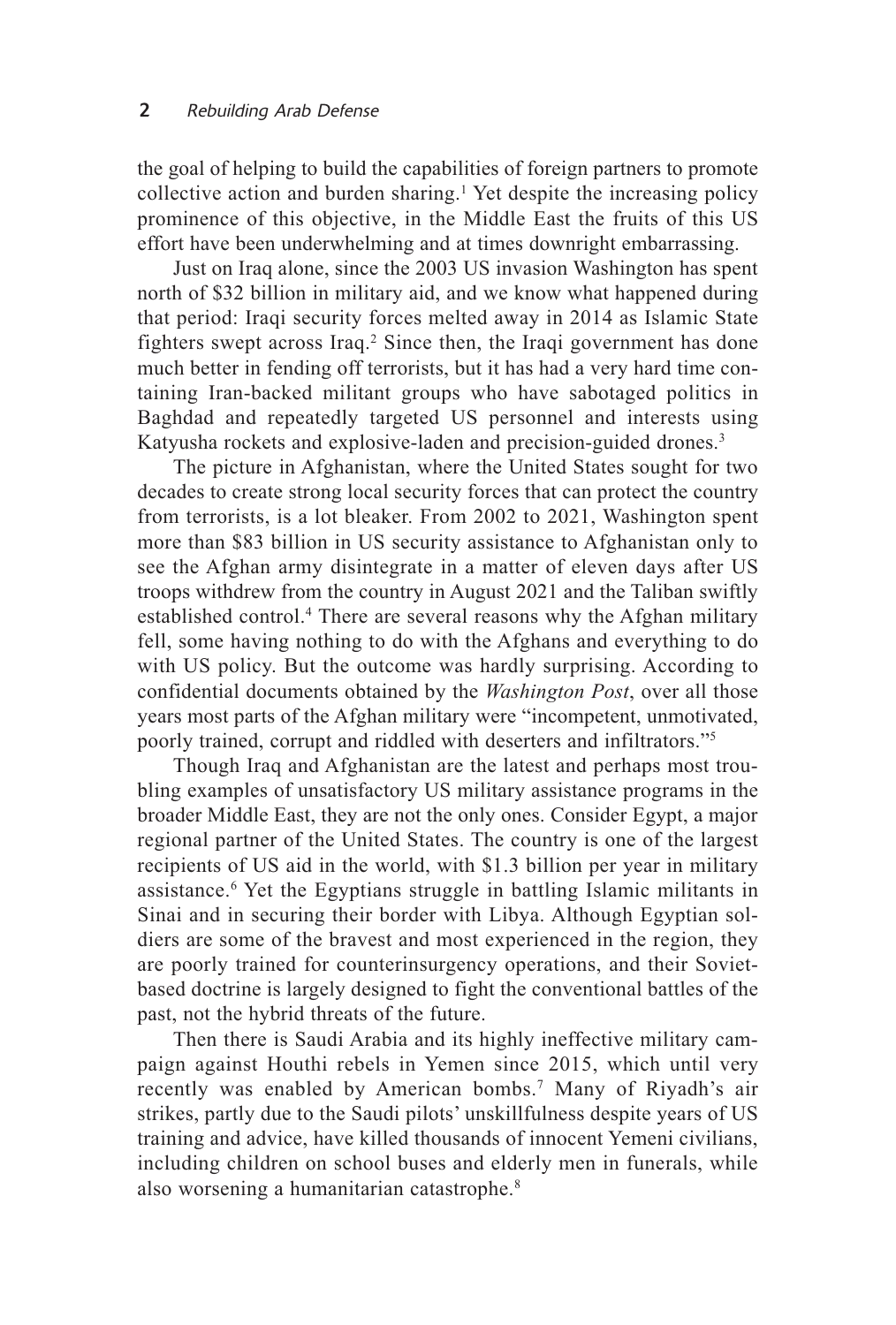the goal of helping to build the capabilities of foreign partners to promote collective action and burden sharing.[1] Yet despite the increasing policy prominence of this objective, in the Middle East the fruits of this US effort have been underwhelming and at times downright embarrassing.

Just on Iraq alone, since the 2003 US invasion Washington has spent north of $32 billion in military aid, and we know what happened during that period: Iraqi security forces melted away in 2014 as Islamic State fighters swept across Iraq.[2] Since then, the Iraqi government has done much better in fending off terrorists, but it has had a very hard time containing Iran-backed militant groups who have sabotaged politics in Baghdad and repeatedly targeted US personnel and interests using Katyusha rockets and explosive-laden and precision-guided drones.[3]

The picture in Afghanistan, where the United States sought for two decades to create strong local security forces that can protect the country from terrorists, is a lot bleaker. From 2002 to 2021, Washington spent more than $83 billion in US security assistance to Afghanistan only to see the Afghan army disintegrate in a matter of eleven days after US troops withdrew from the country in August 2021 and the Taliban swiftly established control.[4] There are several reasons why the Afghan military fell, some having nothing to do with the Afghans and everything to do with US policy. But the outcome was hardly surprising. According to confidential documents obtained by the *Washington Post*, over all those years most parts of the Afghan military were "incompetent, unmotivated, poorly trained, corrupt and riddled with deserters and infiltrators."[5]

Though Iraq and Afghanistan are the latest and perhaps most troubling examples of unsatisfactory US military assistance programs in the broader Middle East, they are not the only ones. Consider Egypt, a major regional partner of the United States. The country is one of the largest recipients of US aid in the world, with $1.3 billion per year in military assistance.[6] Yet the Egyptians struggle in battling Islamic militants in Sinai and in securing their border with Libya. Although Egyptian soldiers are some of the bravest and most experienced in the region, they are poorly trained for counterinsurgency operations, and their Soviet-based doctrine is largely designed to fight the conventional battles of the past, not the hybrid threats of the future.

Then there is Saudi Arabia and its highly ineffective military campaign against Houthi rebels in Yemen since 2015, which until very recently was enabled by American bombs.[7] Many of Riyadh's air strikes, partly due to the Saudi pilots' unskillfulness despite years of US training and advice, have killed thousands of innocent Yemeni civilians, including children on school buses and elderly men in funerals, while also worsening a humanitarian catastrophe.[8]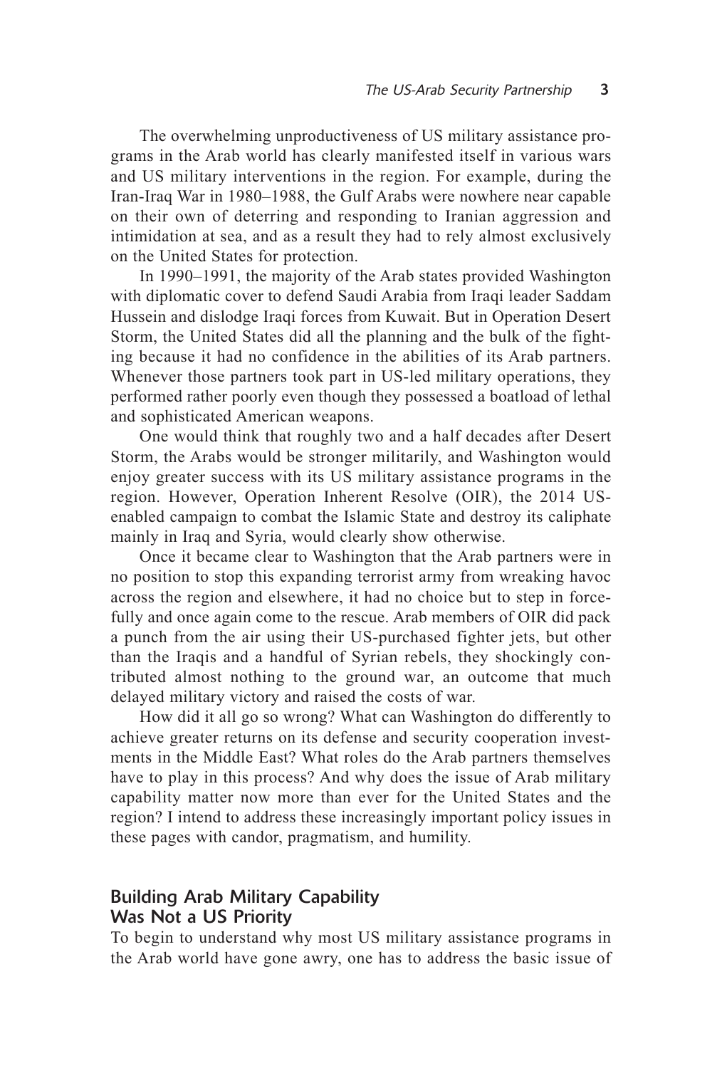The overwhelming unproductiveness of US military assistance programs in the Arab world has clearly manifested itself in various wars and US military interventions in the region. For example, during the Iran-Iraq War in 1980–1988, the Gulf Arabs were nowhere near capable on their own of deterring and responding to Iranian aggression and intimidation at sea, and as a result they had to rely almost exclusively on the United States for protection.

In 1990–1991, the majority of the Arab states provided Washington with diplomatic cover to defend Saudi Arabia from Iraqi leader Saddam Hussein and dislodge Iraqi forces from Kuwait. But in Operation Desert Storm, the United States did all the planning and the bulk of the fighting because it had no confidence in the abilities of its Arab partners. Whenever those partners took part in US-led military operations, they performed rather poorly even though they possessed a boatload of lethal and sophisticated American weapons.

One would think that roughly two and a half decades after Desert Storm, the Arabs would be stronger militarily, and Washington would enjoy greater success with its US military assistance programs in the region. However, Operation Inherent Resolve (OIR), the 2014 US-enabled campaign to combat the Islamic State and destroy its caliphate mainly in Iraq and Syria, would clearly show otherwise.

Once it became clear to Washington that the Arab partners were in no position to stop this expanding terrorist army from wreaking havoc across the region and elsewhere, it had no choice but to step in forcefully and once again come to the rescue. Arab members of OIR did pack a punch from the air using their US-purchased fighter jets, but other than the Iraqis and a handful of Syrian rebels, they shockingly contributed almost nothing to the ground war, an outcome that much delayed military victory and raised the costs of war.

How did it all go so wrong? What can Washington do differently to achieve greater returns on its defense and security cooperation investments in the Middle East? What roles do the Arab partners themselves have to play in this process? And why does the issue of Arab military capability matter now more than ever for the United States and the region? I intend to address these increasingly important policy issues in these pages with candor, pragmatism, and humility.

## Building Arab Military Capability Was Not a US Priority

To begin to understand why most US military assistance programs in the Arab world have gone awry, one has to address the basic issue of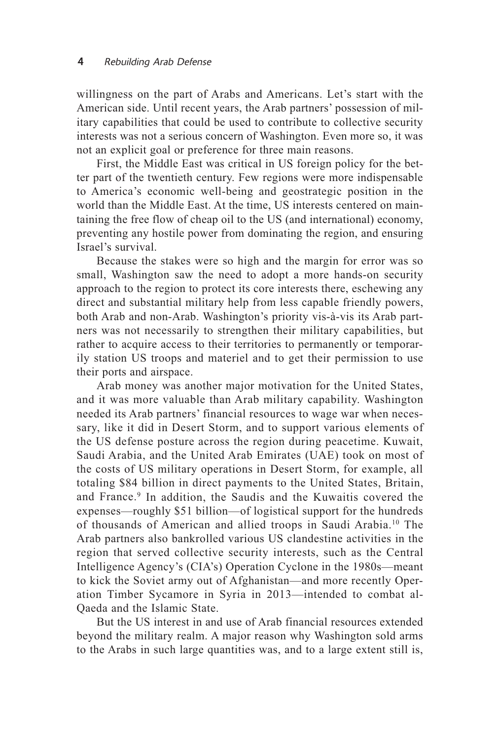willingness on the part of Arabs and Americans. Let's start with the American side. Until recent years, the Arab partners' possession of military capabilities that could be used to contribute to collective security interests was not a serious concern of Washington. Even more so, it was not an explicit goal or preference for three main reasons.

First, the Middle East was critical in US foreign policy for the better part of the twentieth century. Few regions were more indispensable to America's economic well-being and geostrategic position in the world than the Middle East. At the time, US interests centered on maintaining the free flow of cheap oil to the US (and international) economy, preventing any hostile power from dominating the region, and ensuring Israel's survival.

Because the stakes were so high and the margin for error was so small, Washington saw the need to adopt a more hands-on security approach to the region to protect its core interests there, eschewing any direct and substantial military help from less capable friendly powers, both Arab and non-Arab. Washington's priority vis-à-vis its Arab partners was not necessarily to strengthen their military capabilities, but rather to acquire access to their territories to permanently or temporarily station US troops and materiel and to get their permission to use their ports and airspace.

Arab money was another major motivation for the United States, and it was more valuable than Arab military capability. Washington needed its Arab partners' financial resources to wage war when necessary, like it did in Desert Storm, and to support various elements of the US defense posture across the region during peacetime. Kuwait, Saudi Arabia, and the United Arab Emirates (UAE) took on most of the costs of US military operations in Desert Storm, for example, all totaling $84 billion in direct payments to the United States, Britain, and France.[9] In addition, the Saudis and the Kuwaitis covered the expenses—roughly $51 billion—of logistical support for the hundreds of thousands of American and allied troops in Saudi Arabia.[10] The Arab partners also bankrolled various US clandestine activities in the region that served collective security interests, such as the Central Intelligence Agency's (CIA's) Operation Cyclone in the 1980s—meant to kick the Soviet army out of Afghanistan—and more recently Operation Timber Sycamore in Syria in 2013—intended to combat al-Qaeda and the Islamic State.

But the US interest in and use of Arab financial resources extended beyond the military realm. A major reason why Washington sold arms to the Arabs in such large quantities was, and to a large extent still is,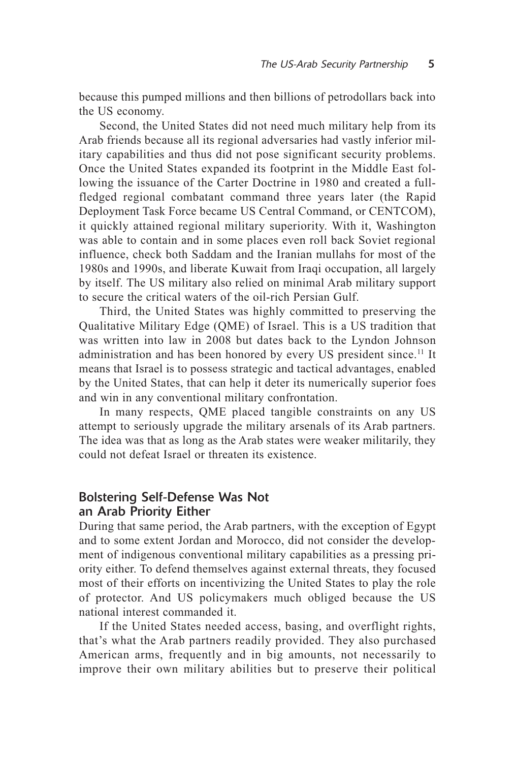because this pumped millions and then billions of petrodollars back into the US economy.

Second, the United States did not need much military help from its Arab friends because all its regional adversaries had vastly inferior military capabilities and thus did not pose significant security problems. Once the United States expanded its footprint in the Middle East following the issuance of the Carter Doctrine in 1980 and created a full-fledged regional combatant command three years later (the Rapid Deployment Task Force became US Central Command, or CENTCOM), it quickly attained regional military superiority. With it, Washington was able to contain and in some places even roll back Soviet regional influence, check both Saddam and the Iranian mullahs for most of the 1980s and 1990s, and liberate Kuwait from Iraqi occupation, all largely by itself. The US military also relied on minimal Arab military support to secure the critical waters of the oil-rich Persian Gulf.

Third, the United States was highly committed to preserving the Qualitative Military Edge (QME) of Israel. This is a US tradition that was written into law in 2008 but dates back to the Lyndon Johnson administration and has been honored by every US president since.[11] It means that Israel is to possess strategic and tactical advantages, enabled by the United States, that can help it deter its numerically superior foes and win in any conventional military confrontation.

In many respects, QME placed tangible constraints on any US attempt to seriously upgrade the military arsenals of its Arab partners. The idea was that as long as the Arab states were weaker militarily, they could not defeat Israel or threaten its existence.

## Bolstering Self-Defense Was Not an Arab Priority Either

During that same period, the Arab partners, with the exception of Egypt and to some extent Jordan and Morocco, did not consider the development of indigenous conventional military capabilities as a pressing priority either. To defend themselves against external threats, they focused most of their efforts on incentivizing the United States to play the role of protector. And US policymakers much obliged because the US national interest commanded it.

If the United States needed access, basing, and overflight rights, that's what the Arab partners readily provided. They also purchased American arms, frequently and in big amounts, not necessarily to improve their own military abilities but to preserve their political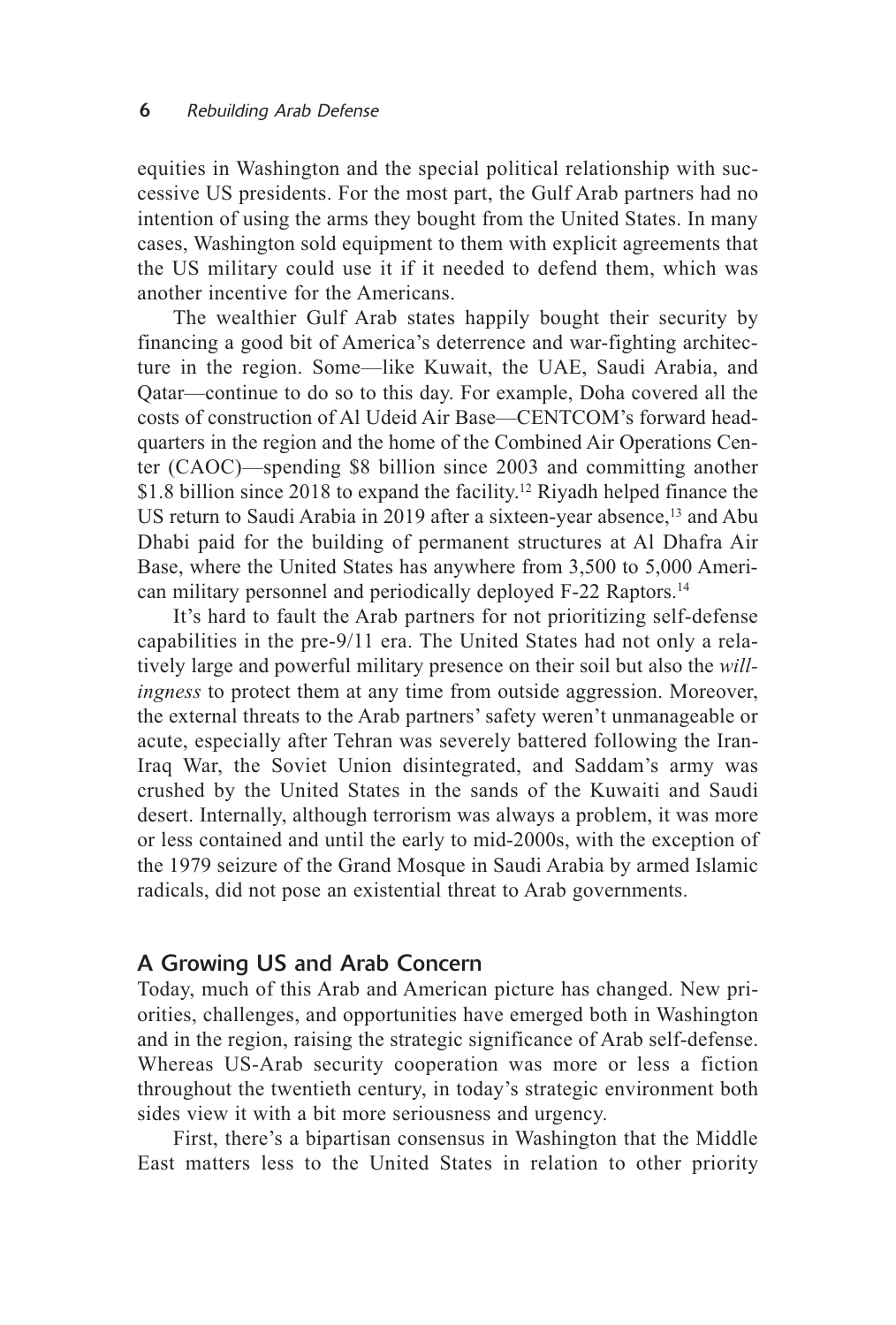equities in Washington and the special political relationship with successive US presidents. For the most part, the Gulf Arab partners had no intention of using the arms they bought from the United States. In many cases, Washington sold equipment to them with explicit agreements that the US military could use it if it needed to defend them, which was another incentive for the Americans.

The wealthier Gulf Arab states happily bought their security by financing a good bit of America's deterrence and war-fighting architecture in the region. Some—like Kuwait, the UAE, Saudi Arabia, and Qatar—continue to do so to this day. For example, Doha covered all the costs of construction of Al Udeid Air Base—CENTCOM's forward headquarters in the region and the home of the Combined Air Operations Center (CAOC)—spending $8 billion since 2003 and committing another $1.8 billion since 2018 to expand the facility.[12] Riyadh helped finance the US return to Saudi Arabia in 2019 after a sixteen-year absence,[13] and Abu Dhabi paid for the building of permanent structures at Al Dhafra Air Base, where the United States has anywhere from 3,500 to 5,000 American military personnel and periodically deployed F-22 Raptors.[14]

It's hard to fault the Arab partners for not prioritizing self-defense capabilities in the pre-9/11 era. The United States had not only a relatively large and powerful military presence on their soil but also the *willingness* to protect them at any time from outside aggression. Moreover, the external threats to the Arab partners' safety weren't unmanageable or acute, especially after Tehran was severely battered following the Iran-Iraq War, the Soviet Union disintegrated, and Saddam's army was crushed by the United States in the sands of the Kuwaiti and Saudi desert. Internally, although terrorism was always a problem, it was more or less contained and until the early to mid-2000s, with the exception of the 1979 seizure of the Grand Mosque in Saudi Arabia by armed Islamic radicals, did not pose an existential threat to Arab governments.

## A Growing US and Arab Concern

Today, much of this Arab and American picture has changed. New priorities, challenges, and opportunities have emerged both in Washington and in the region, raising the strategic significance of Arab self-defense. Whereas US-Arab security cooperation was more or less a fiction throughout the twentieth century, in today's strategic environment both sides view it with a bit more seriousness and urgency.

First, there's a bipartisan consensus in Washington that the Middle East matters less to the United States in relation to other priority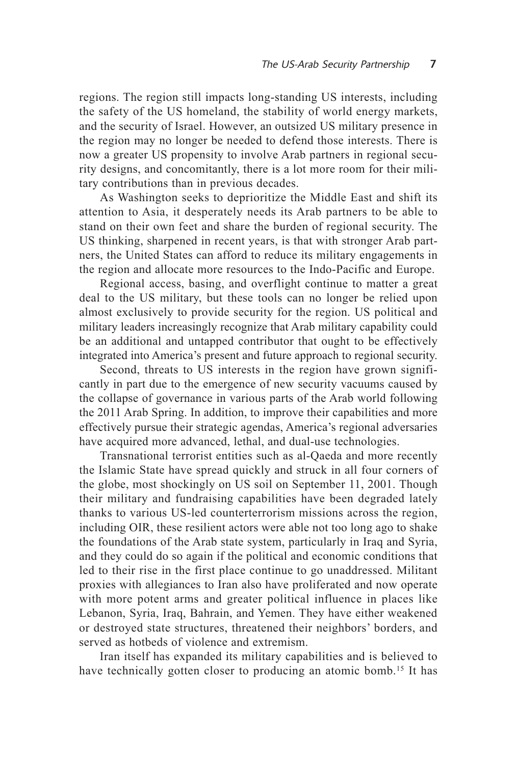regions. The region still impacts long-standing US interests, including the safety of the US homeland, the stability of world energy markets, and the security of Israel. However, an outsized US military presence in the region may no longer be needed to defend those interests. There is now a greater US propensity to involve Arab partners in regional security designs, and concomitantly, there is a lot more room for their military contributions than in previous decades.

As Washington seeks to deprioritize the Middle East and shift its attention to Asia, it desperately needs its Arab partners to be able to stand on their own feet and share the burden of regional security. The US thinking, sharpened in recent years, is that with stronger Arab partners, the United States can afford to reduce its military engagements in the region and allocate more resources to the Indo-Pacific and Europe.

Regional access, basing, and overflight continue to matter a great deal to the US military, but these tools can no longer be relied upon almost exclusively to provide security for the region. US political and military leaders increasingly recognize that Arab military capability could be an additional and untapped contributor that ought to be effectively integrated into America's present and future approach to regional security.

Second, threats to US interests in the region have grown significantly in part due to the emergence of new security vacuums caused by the collapse of governance in various parts of the Arab world following the 2011 Arab Spring. In addition, to improve their capabilities and more effectively pursue their strategic agendas, America's regional adversaries have acquired more advanced, lethal, and dual-use technologies.

Transnational terrorist entities such as al-Qaeda and more recently the Islamic State have spread quickly and struck in all four corners of the globe, most shockingly on US soil on September 11, 2001. Though their military and fundraising capabilities have been degraded lately thanks to various US-led counterterrorism missions across the region, including OIR, these resilient actors were able not too long ago to shake the foundations of the Arab state system, particularly in Iraq and Syria, and they could do so again if the political and economic conditions that led to their rise in the first place continue to go unaddressed. Militant proxies with allegiances to Iran also have proliferated and now operate with more potent arms and greater political influence in places like Lebanon, Syria, Iraq, Bahrain, and Yemen. They have either weakened or destroyed state structures, threatened their neighbors' borders, and served as hotbeds of violence and extremism.

Iran itself has expanded its military capabilities and is believed to have technically gotten closer to producing an atomic bomb.[15] It has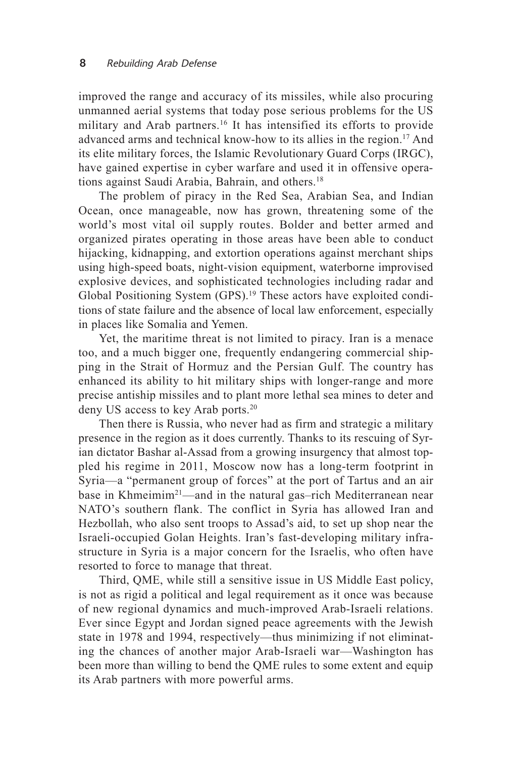improved the range and accuracy of its missiles, while also procuring unmanned aerial systems that today pose serious problems for the US military and Arab partners.[16] It has intensified its efforts to provide advanced arms and technical know-how to its allies in the region.[17] And its elite military forces, the Islamic Revolutionary Guard Corps (IRGC), have gained expertise in cyber warfare and used it in offensive operations against Saudi Arabia, Bahrain, and others.[18]

The problem of piracy in the Red Sea, Arabian Sea, and Indian Ocean, once manageable, now has grown, threatening some of the world's most vital oil supply routes. Bolder and better armed and organized pirates operating in those areas have been able to conduct hijacking, kidnapping, and extortion operations against merchant ships using high-speed boats, night-vision equipment, waterborne improvised explosive devices, and sophisticated technologies including radar and Global Positioning System (GPS).[19] These actors have exploited conditions of state failure and the absence of local law enforcement, especially in places like Somalia and Yemen.

Yet, the maritime threat is not limited to piracy. Iran is a menace too, and a much bigger one, frequently endangering commercial shipping in the Strait of Hormuz and the Persian Gulf. The country has enhanced its ability to hit military ships with longer-range and more precise antiship missiles and to plant more lethal sea mines to deter and deny US access to key Arab ports.[20]

Then there is Russia, who never had as firm and strategic a military presence in the region as it does currently. Thanks to its rescuing of Syrian dictator Bashar al-Assad from a growing insurgency that almost toppled his regime in 2011, Moscow now has a long-term footprint in Syria—a "permanent group of forces" at the port of Tartus and an air base in Khmeimim[21]—and in the natural gas–rich Mediterranean near NATO's southern flank. The conflict in Syria has allowed Iran and Hezbollah, who also sent troops to Assad's aid, to set up shop near the Israeli-occupied Golan Heights. Iran's fast-developing military infrastructure in Syria is a major concern for the Israelis, who often have resorted to force to manage that threat.

Third, QME, while still a sensitive issue in US Middle East policy, is not as rigid a political and legal requirement as it once was because of new regional dynamics and much-improved Arab-Israeli relations. Ever since Egypt and Jordan signed peace agreements with the Jewish state in 1978 and 1994, respectively—thus minimizing if not eliminating the chances of another major Arab-Israeli war—Washington has been more than willing to bend the QME rules to some extent and equip its Arab partners with more powerful arms.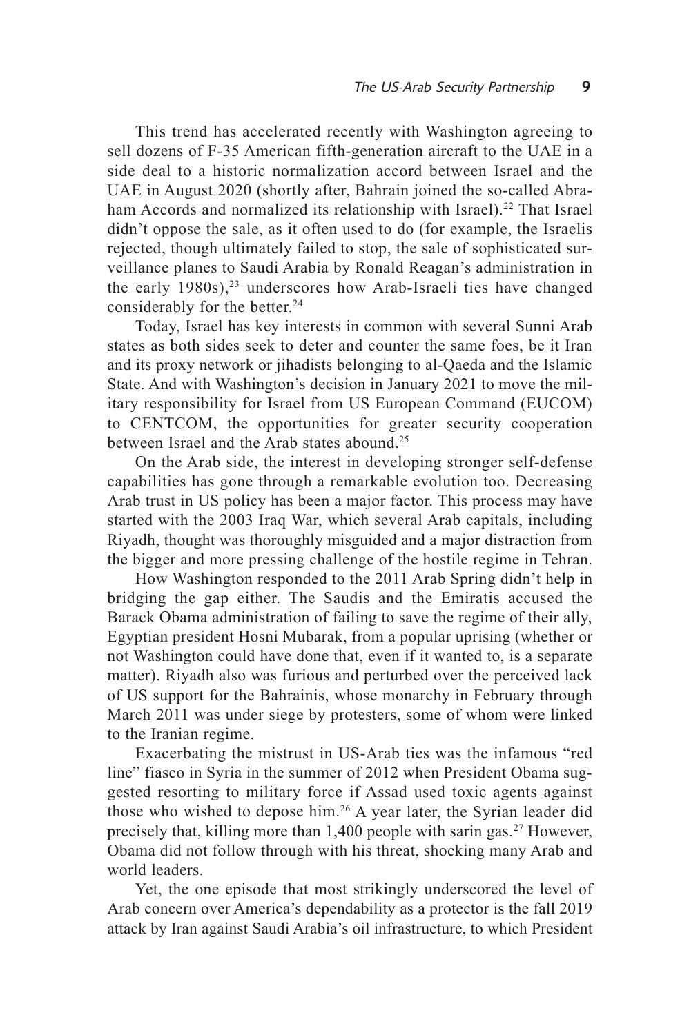This trend has accelerated recently with Washington agreeing to sell dozens of F-35 American fifth-generation aircraft to the UAE in a side deal to a historic normalization accord between Israel and the UAE in August 2020 (shortly after, Bahrain joined the so-called Abraham Accords and normalized its relationship with Israel).[22] That Israel didn't oppose the sale, as it often used to do (for example, the Israelis rejected, though ultimately failed to stop, the sale of sophisticated surveillance planes to Saudi Arabia by Ronald Reagan's administration in the early 1980s),[23] underscores how Arab-Israeli ties have changed considerably for the better.[24]

Today, Israel has key interests in common with several Sunni Arab states as both sides seek to deter and counter the same foes, be it Iran and its proxy network or jihadists belonging to al-Qaeda and the Islamic State. And with Washington's decision in January 2021 to move the military responsibility for Israel from US European Command (EUCOM) to CENTCOM, the opportunities for greater security cooperation between Israel and the Arab states abound.[25]

On the Arab side, the interest in developing stronger self-defense capabilities has gone through a remarkable evolution too. Decreasing Arab trust in US policy has been a major factor. This process may have started with the 2003 Iraq War, which several Arab capitals, including Riyadh, thought was thoroughly misguided and a major distraction from the bigger and more pressing challenge of the hostile regime in Tehran.

How Washington responded to the 2011 Arab Spring didn't help in bridging the gap either. The Saudis and the Emiratis accused the Barack Obama administration of failing to save the regime of their ally, Egyptian president Hosni Mubarak, from a popular uprising (whether or not Washington could have done that, even if it wanted to, is a separate matter). Riyadh also was furious and perturbed over the perceived lack of US support for the Bahrainis, whose monarchy in February through March 2011 was under siege by protesters, some of whom were linked to the Iranian regime.

Exacerbating the mistrust in US-Arab ties was the infamous "red line" fiasco in Syria in the summer of 2012 when President Obama suggested resorting to military force if Assad used toxic agents against those who wished to depose him.[26] A year later, the Syrian leader did precisely that, killing more than 1,400 people with sarin gas.[27] However, Obama did not follow through with his threat, shocking many Arab and world leaders.

Yet, the one episode that most strikingly underscored the level of Arab concern over America's dependability as a protector is the fall 2019 attack by Iran against Saudi Arabia's oil infrastructure, to which President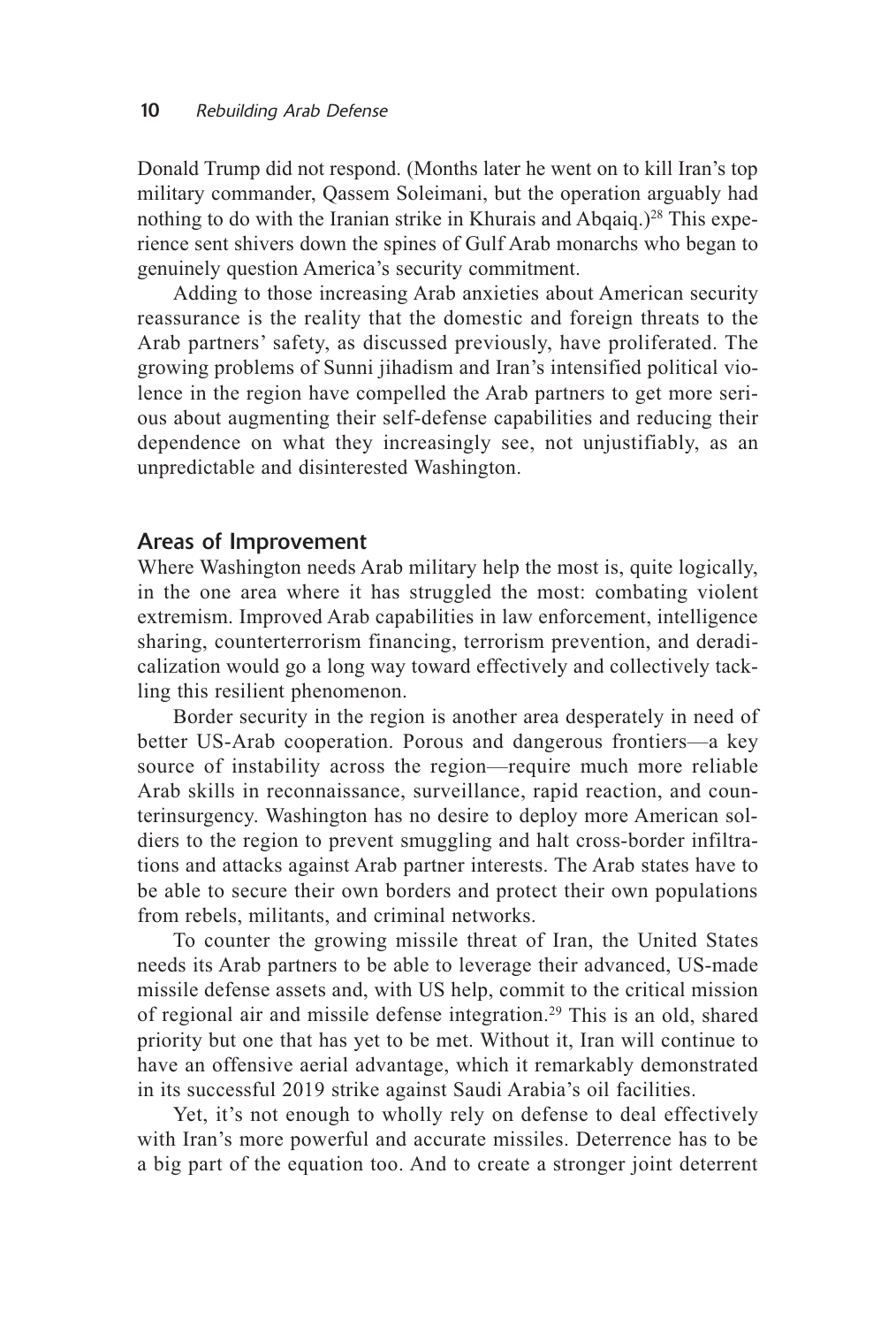Donald Trump did not respond. (Months later he went on to kill Iran's top military commander, Qassem Soleimani, but the operation arguably had nothing to do with the Iranian strike in Khurais and Abqaiq.)[28] This experience sent shivers down the spines of Gulf Arab monarchs who began to genuinely question America's security commitment.

Adding to those increasing Arab anxieties about American security reassurance is the reality that the domestic and foreign threats to the Arab partners' safety, as discussed previously, have proliferated. The growing problems of Sunni jihadism and Iran's intensified political violence in the region have compelled the Arab partners to get more serious about augmenting their self-defense capabilities and reducing their dependence on what they increasingly see, not unjustifiably, as an unpredictable and disinterested Washington.

## Areas of Improvement

Where Washington needs Arab military help the most is, quite logically, in the one area where it has struggled the most: combating violent extremism. Improved Arab capabilities in law enforcement, intelligence sharing, counterterrorism financing, terrorism prevention, and deradicalization would go a long way toward effectively and collectively tackling this resilient phenomenon.

Border security in the region is another area desperately in need of better US-Arab cooperation. Porous and dangerous frontiers—a key source of instability across the region—require much more reliable Arab skills in reconnaissance, surveillance, rapid reaction, and counterinsurgency. Washington has no desire to deploy more American soldiers to the region to prevent smuggling and halt cross-border infiltrations and attacks against Arab partner interests. The Arab states have to be able to secure their own borders and protect their own populations from rebels, militants, and criminal networks.

To counter the growing missile threat of Iran, the United States needs its Arab partners to be able to leverage their advanced, US-made missile defense assets and, with US help, commit to the critical mission of regional air and missile defense integration.[29] This is an old, shared priority but one that has yet to be met. Without it, Iran will continue to have an offensive aerial advantage, which it remarkably demonstrated in its successful 2019 strike against Saudi Arabia's oil facilities.

Yet, it's not enough to wholly rely on defense to deal effectively with Iran's more powerful and accurate missiles. Deterrence has to be a big part of the equation too. And to create a stronger joint deterrent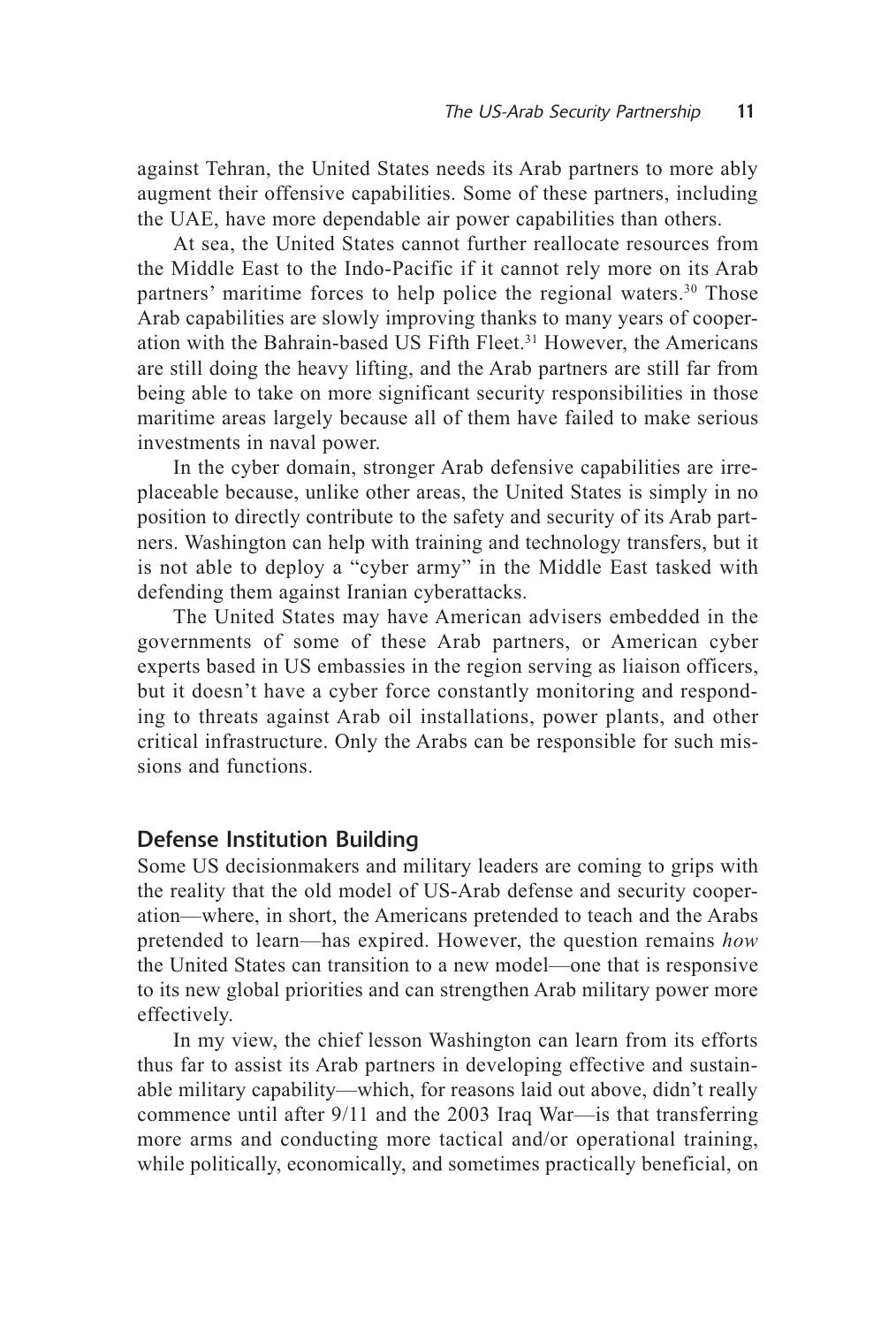against Tehran, the United States needs its Arab partners to more ably augment their offensive capabilities. Some of these partners, including the UAE, have more dependable air power capabilities than others.

At sea, the United States cannot further reallocate resources from the Middle East to the Indo-Pacific if it cannot rely more on its Arab partners' maritime forces to help police the regional waters.[30] Those Arab capabilities are slowly improving thanks to many years of cooperation with the Bahrain-based US Fifth Fleet.[31] However, the Americans are still doing the heavy lifting, and the Arab partners are still far from being able to take on more significant security responsibilities in those maritime areas largely because all of them have failed to make serious investments in naval power.

In the cyber domain, stronger Arab defensive capabilities are irreplaceable because, unlike other areas, the United States is simply in no position to directly contribute to the safety and security of its Arab partners. Washington can help with training and technology transfers, but it is not able to deploy a "cyber army" in the Middle East tasked with defending them against Iranian cyberattacks.

The United States may have American advisers embedded in the governments of some of these Arab partners, or American cyber experts based in US embassies in the region serving as liaison officers, but it doesn't have a cyber force constantly monitoring and responding to threats against Arab oil installations, power plants, and other critical infrastructure. Only the Arabs can be responsible for such missions and functions.

## Defense Institution Building

Some US decisionmakers and military leaders are coming to grips with the reality that the old model of US-Arab defense and security cooperation—where, in short, the Americans pretended to teach and the Arabs pretended to learn—has expired. However, the question remains *how* the United States can transition to a new model—one that is responsive to its new global priorities and can strengthen Arab military power more effectively.

In my view, the chief lesson Washington can learn from its efforts thus far to assist its Arab partners in developing effective and sustainable military capability—which, for reasons laid out above, didn't really commence until after 9/11 and the 2003 Iraq War—is that transferring more arms and conducting more tactical and/or operational training, while politically, economically, and sometimes practically beneficial, on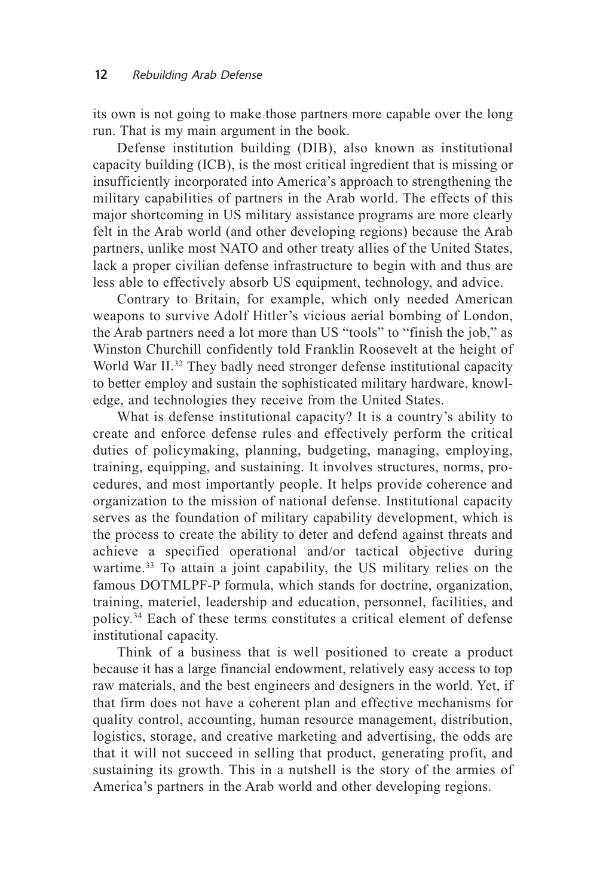its own is not going to make those partners more capable over the long run. That is my main argument in the book.

Defense institution building (DIB), also known as institutional capacity building (ICB), is the most critical ingredient that is missing or insufficiently incorporated into America's approach to strengthening the military capabilities of partners in the Arab world. The effects of this major shortcoming in US military assistance programs are more clearly felt in the Arab world (and other developing regions) because the Arab partners, unlike most NATO and other treaty allies of the United States, lack a proper civilian defense infrastructure to begin with and thus are less able to effectively absorb US equipment, technology, and advice.

Contrary to Britain, for example, which only needed American weapons to survive Adolf Hitler's vicious aerial bombing of London, the Arab partners need a lot more than US "tools" to "finish the job," as Winston Churchill confidently told Franklin Roosevelt at the height of World War II.[32] They badly need stronger defense institutional capacity to better employ and sustain the sophisticated military hardware, knowledge, and technologies they receive from the United States.

What is defense institutional capacity? It is a country's ability to create and enforce defense rules and effectively perform the critical duties of policymaking, planning, budgeting, managing, employing, training, equipping, and sustaining. It involves structures, norms, procedures, and most importantly people. It helps provide coherence and organization to the mission of national defense. Institutional capacity serves as the foundation of military capability development, which is the process to create the ability to deter and defend against threats and achieve a specified operational and/or tactical objective during wartime.[33] To attain a joint capability, the US military relies on the famous DOTMLPF-P formula, which stands for doctrine, organization, training, materiel, leadership and education, personnel, facilities, and policy.[34] Each of these terms constitutes a critical element of defense institutional capacity.

Think of a business that is well positioned to create a product because it has a large financial endowment, relatively easy access to top raw materials, and the best engineers and designers in the world. Yet, if that firm does not have a coherent plan and effective mechanisms for quality control, accounting, human resource management, distribution, logistics, storage, and creative marketing and advertising, the odds are that it will not succeed in selling that product, generating profit, and sustaining its growth. This in a nutshell is the story of the armies of America's partners in the Arab world and other developing regions.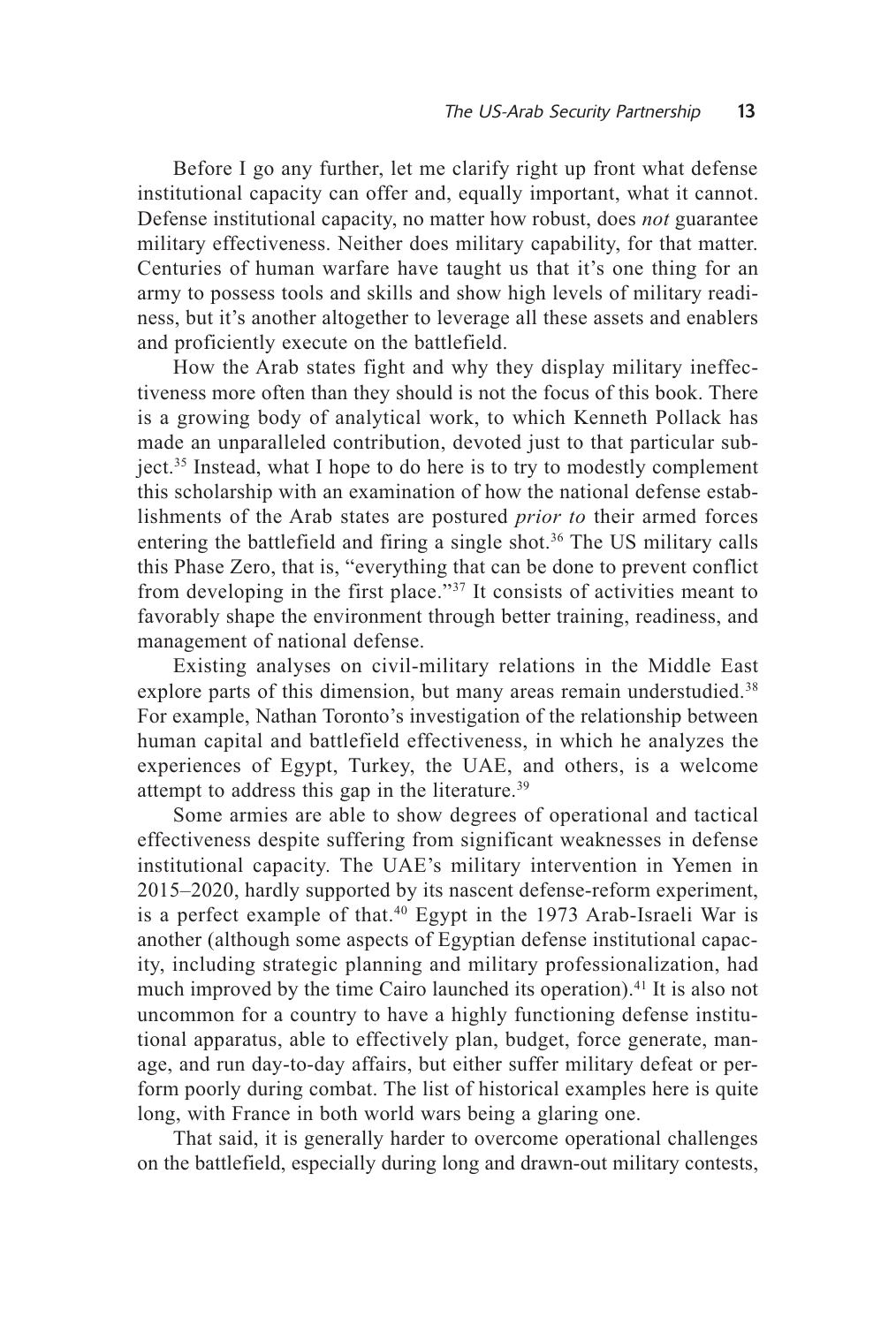Before I go any further, let me clarify right up front what defense institutional capacity can offer and, equally important, what it cannot. Defense institutional capacity, no matter how robust, does *not* guarantee military effectiveness. Neither does military capability, for that matter. Centuries of human warfare have taught us that it's one thing for an army to possess tools and skills and show high levels of military readiness, but it's another altogether to leverage all these assets and enablers and proficiently execute on the battlefield.

How the Arab states fight and why they display military ineffectiveness more often than they should is not the focus of this book. There is a growing body of analytical work, to which Kenneth Pollack has made an unparalleled contribution, devoted just to that particular subject.[35] Instead, what I hope to do here is to try to modestly complement this scholarship with an examination of how the national defense establishments of the Arab states are postured *prior to* their armed forces entering the battlefield and firing a single shot.[36] The US military calls this Phase Zero, that is, "everything that can be done to prevent conflict from developing in the first place."[37] It consists of activities meant to favorably shape the environment through better training, readiness, and management of national defense.

Existing analyses on civil-military relations in the Middle East explore parts of this dimension, but many areas remain understudied.[38] For example, Nathan Toronto's investigation of the relationship between human capital and battlefield effectiveness, in which he analyzes the experiences of Egypt, Turkey, the UAE, and others, is a welcome attempt to address this gap in the literature.[39]

Some armies are able to show degrees of operational and tactical effectiveness despite suffering from significant weaknesses in defense institutional capacity. The UAE's military intervention in Yemen in 2015–2020, hardly supported by its nascent defense-reform experiment, is a perfect example of that.[40] Egypt in the 1973 Arab-Israeli War is another (although some aspects of Egyptian defense institutional capacity, including strategic planning and military professionalization, had much improved by the time Cairo launched its operation).[41] It is also not uncommon for a country to have a highly functioning defense institutional apparatus, able to effectively plan, budget, force generate, manage, and run day-to-day affairs, but either suffer military defeat or perform poorly during combat. The list of historical examples here is quite long, with France in both world wars being a glaring one.

That said, it is generally harder to overcome operational challenges on the battlefield, especially during long and drawn-out military contests,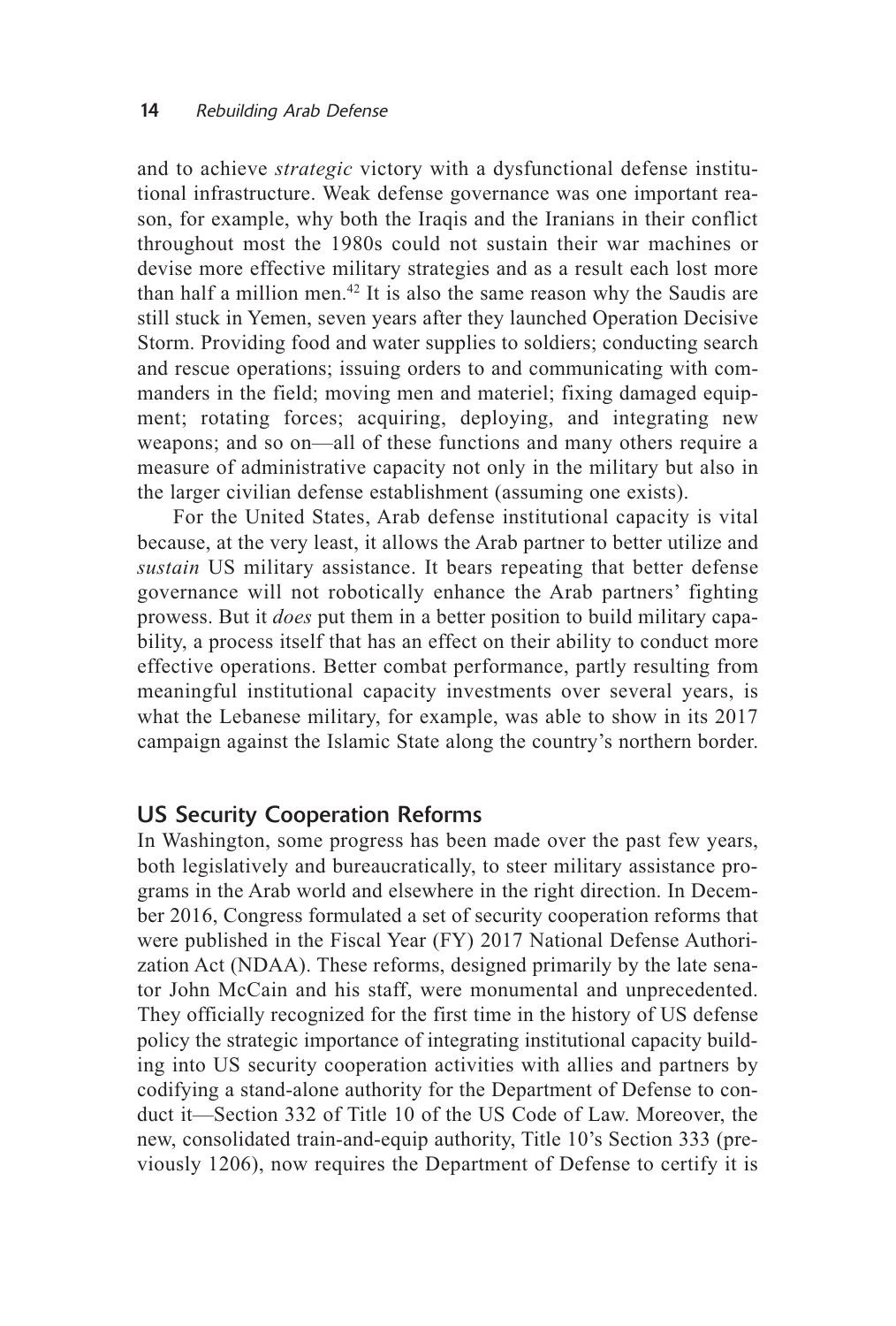and to achieve *strategic* victory with a dysfunctional defense institutional infrastructure. Weak defense governance was one important reason, for example, why both the Iraqis and the Iranians in their conflict throughout most the 1980s could not sustain their war machines or devise more effective military strategies and as a result each lost more than half a million men.[42] It is also the same reason why the Saudis are still stuck in Yemen, seven years after they launched Operation Decisive Storm. Providing food and water supplies to soldiers; conducting search and rescue operations; issuing orders to and communicating with commanders in the field; moving men and materiel; fixing damaged equipment; rotating forces; acquiring, deploying, and integrating new weapons; and so on—all of these functions and many others require a measure of administrative capacity not only in the military but also in the larger civilian defense establishment (assuming one exists).

For the United States, Arab defense institutional capacity is vital because, at the very least, it allows the Arab partner to better utilize and *sustain* US military assistance. It bears repeating that better defense governance will not robotically enhance the Arab partners' fighting prowess. But it *does* put them in a better position to build military capability, a process itself that has an effect on their ability to conduct more effective operations. Better combat performance, partly resulting from meaningful institutional capacity investments over several years, is what the Lebanese military, for example, was able to show in its 2017 campaign against the Islamic State along the country's northern border.

## US Security Cooperation Reforms

In Washington, some progress has been made over the past few years, both legislatively and bureaucratically, to steer military assistance programs in the Arab world and elsewhere in the right direction. In December 2016, Congress formulated a set of security cooperation reforms that were published in the Fiscal Year (FY) 2017 National Defense Authorization Act (NDAA). These reforms, designed primarily by the late senator John McCain and his staff, were monumental and unprecedented. They officially recognized for the first time in the history of US defense policy the strategic importance of integrating institutional capacity building into US security cooperation activities with allies and partners by codifying a stand-alone authority for the Department of Defense to conduct it—Section 332 of Title 10 of the US Code of Law. Moreover, the new, consolidated train-and-equip authority, Title 10's Section 333 (previously 1206), now requires the Department of Defense to certify it is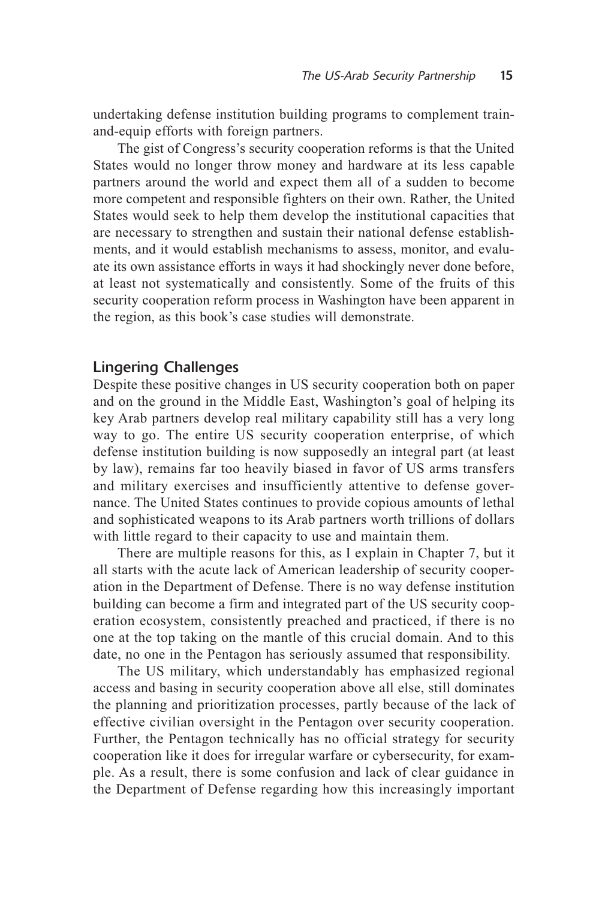undertaking defense institution building programs to complement train-and-equip efforts with foreign partners.

The gist of Congress's security cooperation reforms is that the United States would no longer throw money and hardware at its less capable partners around the world and expect them all of a sudden to become more competent and responsible fighters on their own. Rather, the United States would seek to help them develop the institutional capacities that are necessary to strengthen and sustain their national defense establishments, and it would establish mechanisms to assess, monitor, and evaluate its own assistance efforts in ways it had shockingly never done before, at least not systematically and consistently. Some of the fruits of this security cooperation reform process in Washington have been apparent in the region, as this book's case studies will demonstrate.

## Lingering Challenges

Despite these positive changes in US security cooperation both on paper and on the ground in the Middle East, Washington's goal of helping its key Arab partners develop real military capability still has a very long way to go. The entire US security cooperation enterprise, of which defense institution building is now supposedly an integral part (at least by law), remains far too heavily biased in favor of US arms transfers and military exercises and insufficiently attentive to defense governance. The United States continues to provide copious amounts of lethal and sophisticated weapons to its Arab partners worth trillions of dollars with little regard to their capacity to use and maintain them.

There are multiple reasons for this, as I explain in Chapter 7, but it all starts with the acute lack of American leadership of security cooperation in the Department of Defense. There is no way defense institution building can become a firm and integrated part of the US security cooperation ecosystem, consistently preached and practiced, if there is no one at the top taking on the mantle of this crucial domain. And to this date, no one in the Pentagon has seriously assumed that responsibility.

The US military, which understandably has emphasized regional access and basing in security cooperation above all else, still dominates the planning and prioritization processes, partly because of the lack of effective civilian oversight in the Pentagon over security cooperation. Further, the Pentagon technically has no official strategy for security cooperation like it does for irregular warfare or cybersecurity, for example. As a result, there is some confusion and lack of clear guidance in the Department of Defense regarding how this increasingly important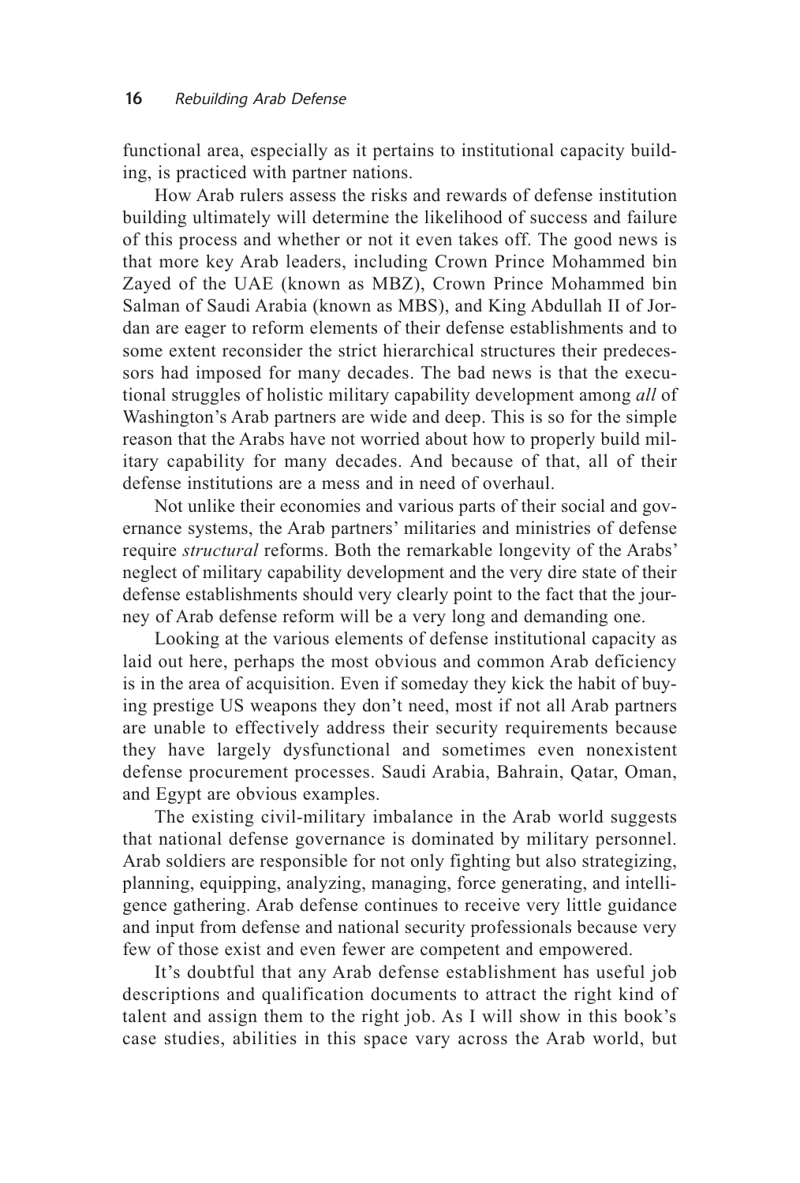functional area, especially as it pertains to institutional capacity building, is practiced with partner nations.

How Arab rulers assess the risks and rewards of defense institution building ultimately will determine the likelihood of success and failure of this process and whether or not it even takes off. The good news is that more key Arab leaders, including Crown Prince Mohammed bin Zayed of the UAE (known as MBZ), Crown Prince Mohammed bin Salman of Saudi Arabia (known as MBS), and King Abdullah II of Jordan are eager to reform elements of their defense establishments and to some extent reconsider the strict hierarchical structures their predecessors had imposed for many decades. The bad news is that the executional struggles of holistic military capability development among *all* of Washington's Arab partners are wide and deep. This is so for the simple reason that the Arabs have not worried about how to properly build military capability for many decades. And because of that, all of their defense institutions are a mess and in need of overhaul.

Not unlike their economies and various parts of their social and governance systems, the Arab partners' militaries and ministries of defense require *structural* reforms. Both the remarkable longevity of the Arabs' neglect of military capability development and the very dire state of their defense establishments should very clearly point to the fact that the journey of Arab defense reform will be a very long and demanding one.

Looking at the various elements of defense institutional capacity as laid out here, perhaps the most obvious and common Arab deficiency is in the area of acquisition. Even if someday they kick the habit of buying prestige US weapons they don't need, most if not all Arab partners are unable to effectively address their security requirements because they have largely dysfunctional and sometimes even nonexistent defense procurement processes. Saudi Arabia, Bahrain, Qatar, Oman, and Egypt are obvious examples.

The existing civil-military imbalance in the Arab world suggests that national defense governance is dominated by military personnel. Arab soldiers are responsible for not only fighting but also strategizing, planning, equipping, analyzing, managing, force generating, and intelligence gathering. Arab defense continues to receive very little guidance and input from defense and national security professionals because very few of those exist and even fewer are competent and empowered.

It's doubtful that any Arab defense establishment has useful job descriptions and qualification documents to attract the right kind of talent and assign them to the right job. As I will show in this book's case studies, abilities in this space vary across the Arab world, but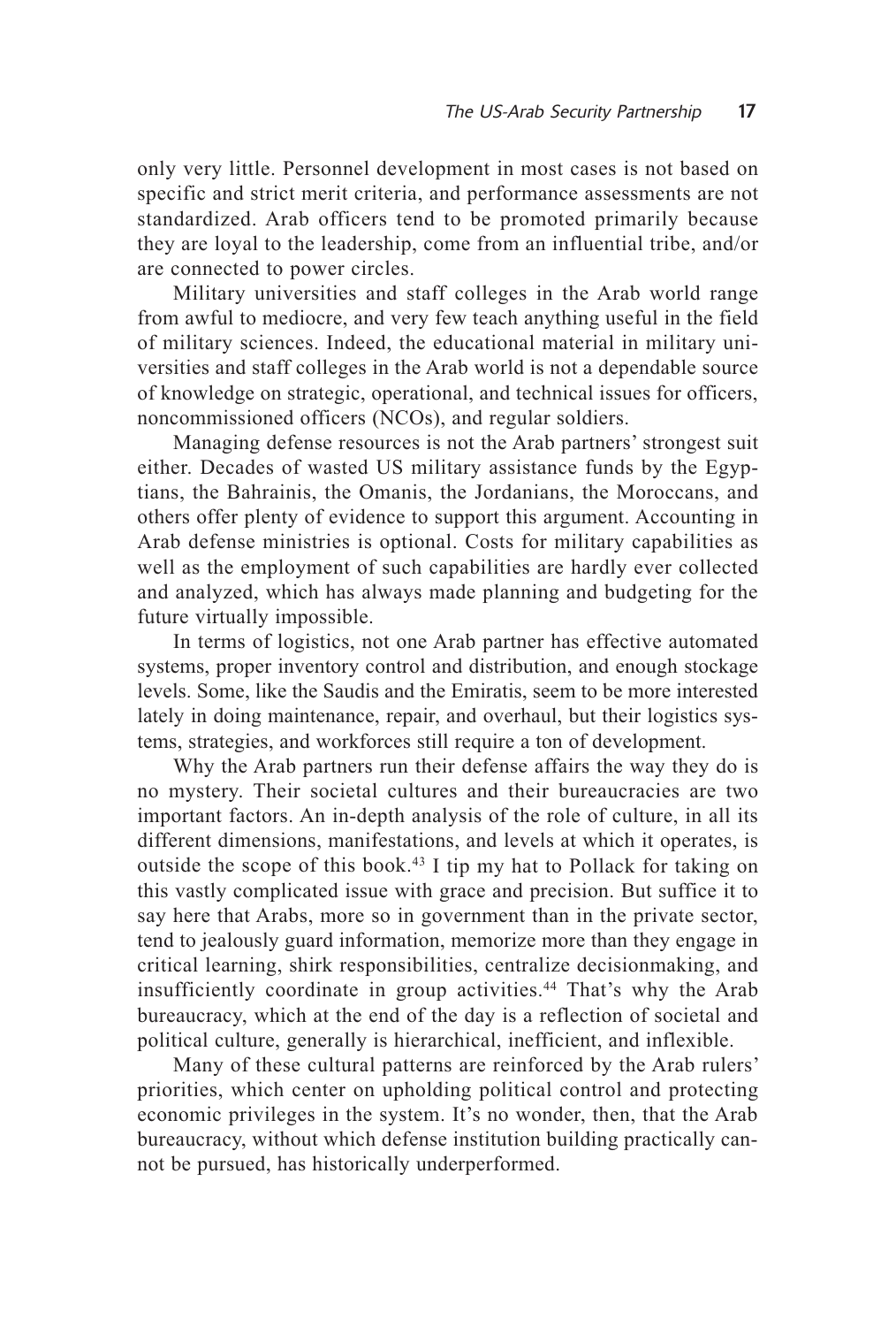only very little. Personnel development in most cases is not based on specific and strict merit criteria, and performance assessments are not standardized. Arab officers tend to be promoted primarily because they are loyal to the leadership, come from an influential tribe, and/or are connected to power circles.

Military universities and staff colleges in the Arab world range from awful to mediocre, and very few teach anything useful in the field of military sciences. Indeed, the educational material in military universities and staff colleges in the Arab world is not a dependable source of knowledge on strategic, operational, and technical issues for officers, noncommissioned officers (NCOs), and regular soldiers.

Managing defense resources is not the Arab partners' strongest suit either. Decades of wasted US military assistance funds by the Egyptians, the Bahrainis, the Omanis, the Jordanians, the Moroccans, and others offer plenty of evidence to support this argument. Accounting in Arab defense ministries is optional. Costs for military capabilities as well as the employment of such capabilities are hardly ever collected and analyzed, which has always made planning and budgeting for the future virtually impossible.

In terms of logistics, not one Arab partner has effective automated systems, proper inventory control and distribution, and enough stockage levels. Some, like the Saudis and the Emiratis, seem to be more interested lately in doing maintenance, repair, and overhaul, but their logistics systems, strategies, and workforces still require a ton of development.

Why the Arab partners run their defense affairs the way they do is no mystery. Their societal cultures and their bureaucracies are two important factors. An in-depth analysis of the role of culture, in all its different dimensions, manifestations, and levels at which it operates, is outside the scope of this book.[43] I tip my hat to Pollack for taking on this vastly complicated issue with grace and precision. But suffice it to say here that Arabs, more so in government than in the private sector, tend to jealously guard information, memorize more than they engage in critical learning, shirk responsibilities, centralize decisionmaking, and insufficiently coordinate in group activities.[44] That's why the Arab bureaucracy, which at the end of the day is a reflection of societal and political culture, generally is hierarchical, inefficient, and inflexible.

Many of these cultural patterns are reinforced by the Arab rulers' priorities, which center on upholding political control and protecting economic privileges in the system. It's no wonder, then, that the Arab bureaucracy, without which defense institution building practically cannot be pursued, has historically underperformed.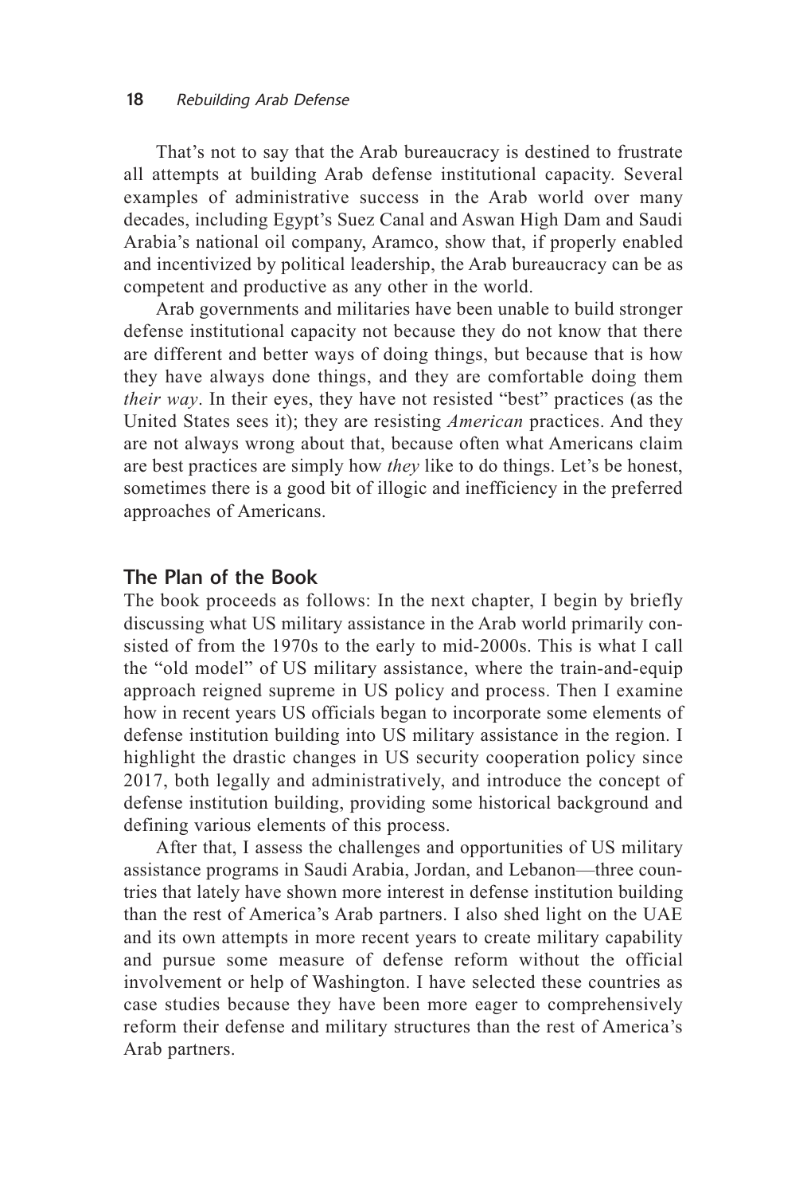That's not to say that the Arab bureaucracy is destined to frustrate all attempts at building Arab defense institutional capacity. Several examples of administrative success in the Arab world over many decades, including Egypt's Suez Canal and Aswan High Dam and Saudi Arabia's national oil company, Aramco, show that, if properly enabled and incentivized by political leadership, the Arab bureaucracy can be as competent and productive as any other in the world.

Arab governments and militaries have been unable to build stronger defense institutional capacity not because they do not know that there are different and better ways of doing things, but because that is how they have always done things, and they are comfortable doing them *their way*. In their eyes, they have not resisted "best" practices (as the United States sees it); they are resisting *American* practices. And they are not always wrong about that, because often what Americans claim are best practices are simply how *they* like to do things. Let's be honest, sometimes there is a good bit of illogic and inefficiency in the preferred approaches of Americans.

## The Plan of the Book

The book proceeds as follows: In the next chapter, I begin by briefly discussing what US military assistance in the Arab world primarily consisted of from the 1970s to the early to mid-2000s. This is what I call the "old model" of US military assistance, where the train-and-equip approach reigned supreme in US policy and process. Then I examine how in recent years US officials began to incorporate some elements of defense institution building into US military assistance in the region. I highlight the drastic changes in US security cooperation policy since 2017, both legally and administratively, and introduce the concept of defense institution building, providing some historical background and defining various elements of this process.

After that, I assess the challenges and opportunities of US military assistance programs in Saudi Arabia, Jordan, and Lebanon—three countries that lately have shown more interest in defense institution building than the rest of America's Arab partners. I also shed light on the UAE and its own attempts in more recent years to create military capability and pursue some measure of defense reform without the official involvement or help of Washington. I have selected these countries as case studies because they have been more eager to comprehensively reform their defense and military structures than the rest of America's Arab partners.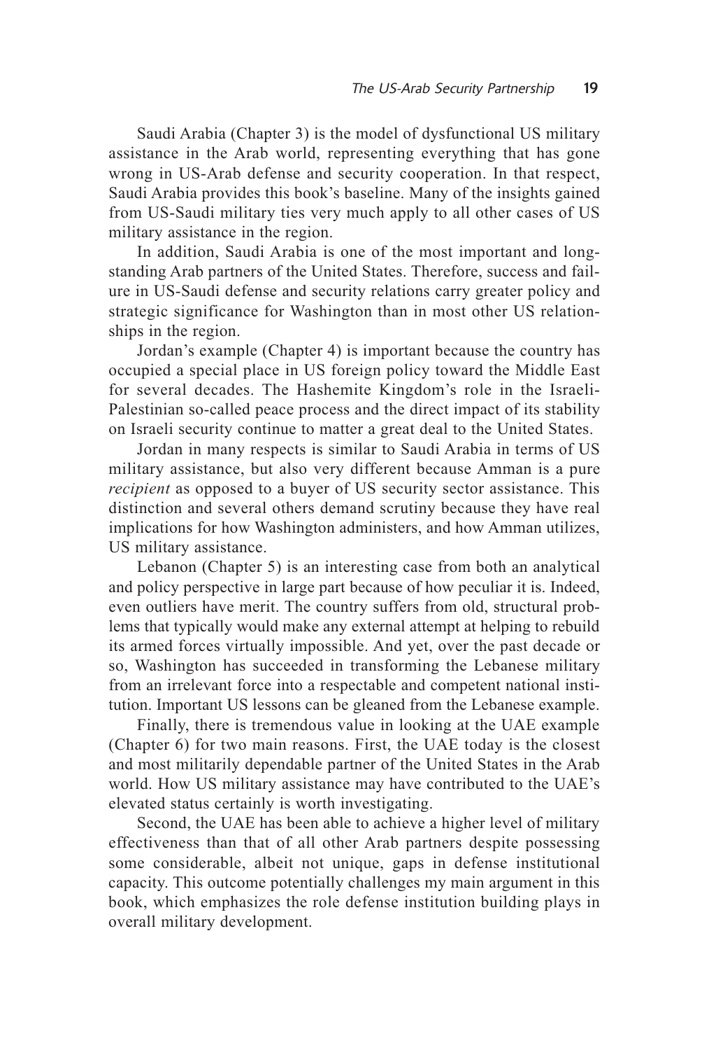Saudi Arabia (Chapter 3) is the model of dysfunctional US military assistance in the Arab world, representing everything that has gone wrong in US-Arab defense and security cooperation. In that respect, Saudi Arabia provides this book's baseline. Many of the insights gained from US-Saudi military ties very much apply to all other cases of US military assistance in the region.

In addition, Saudi Arabia is one of the most important and longstanding Arab partners of the United States. Therefore, success and failure in US-Saudi defense and security relations carry greater policy and strategic significance for Washington than in most other US relationships in the region.

Jordan's example (Chapter 4) is important because the country has occupied a special place in US foreign policy toward the Middle East for several decades. The Hashemite Kingdom's role in the Israeli-Palestinian so-called peace process and the direct impact of its stability on Israeli security continue to matter a great deal to the United States.

Jordan in many respects is similar to Saudi Arabia in terms of US military assistance, but also very different because Amman is a pure *recipient* as opposed to a buyer of US security sector assistance. This distinction and several others demand scrutiny because they have real implications for how Washington administers, and how Amman utilizes, US military assistance.

Lebanon (Chapter 5) is an interesting case from both an analytical and policy perspective in large part because of how peculiar it is. Indeed, even outliers have merit. The country suffers from old, structural problems that typically would make any external attempt at helping to rebuild its armed forces virtually impossible. And yet, over the past decade or so, Washington has succeeded in transforming the Lebanese military from an irrelevant force into a respectable and competent national institution. Important US lessons can be gleaned from the Lebanese example.

Finally, there is tremendous value in looking at the UAE example (Chapter 6) for two main reasons. First, the UAE today is the closest and most militarily dependable partner of the United States in the Arab world. How US military assistance may have contributed to the UAE's elevated status certainly is worth investigating.

Second, the UAE has been able to achieve a higher level of military effectiveness than that of all other Arab partners despite possessing some considerable, albeit not unique, gaps in defense institutional capacity. This outcome potentially challenges my main argument in this book, which emphasizes the role defense institution building plays in overall military development.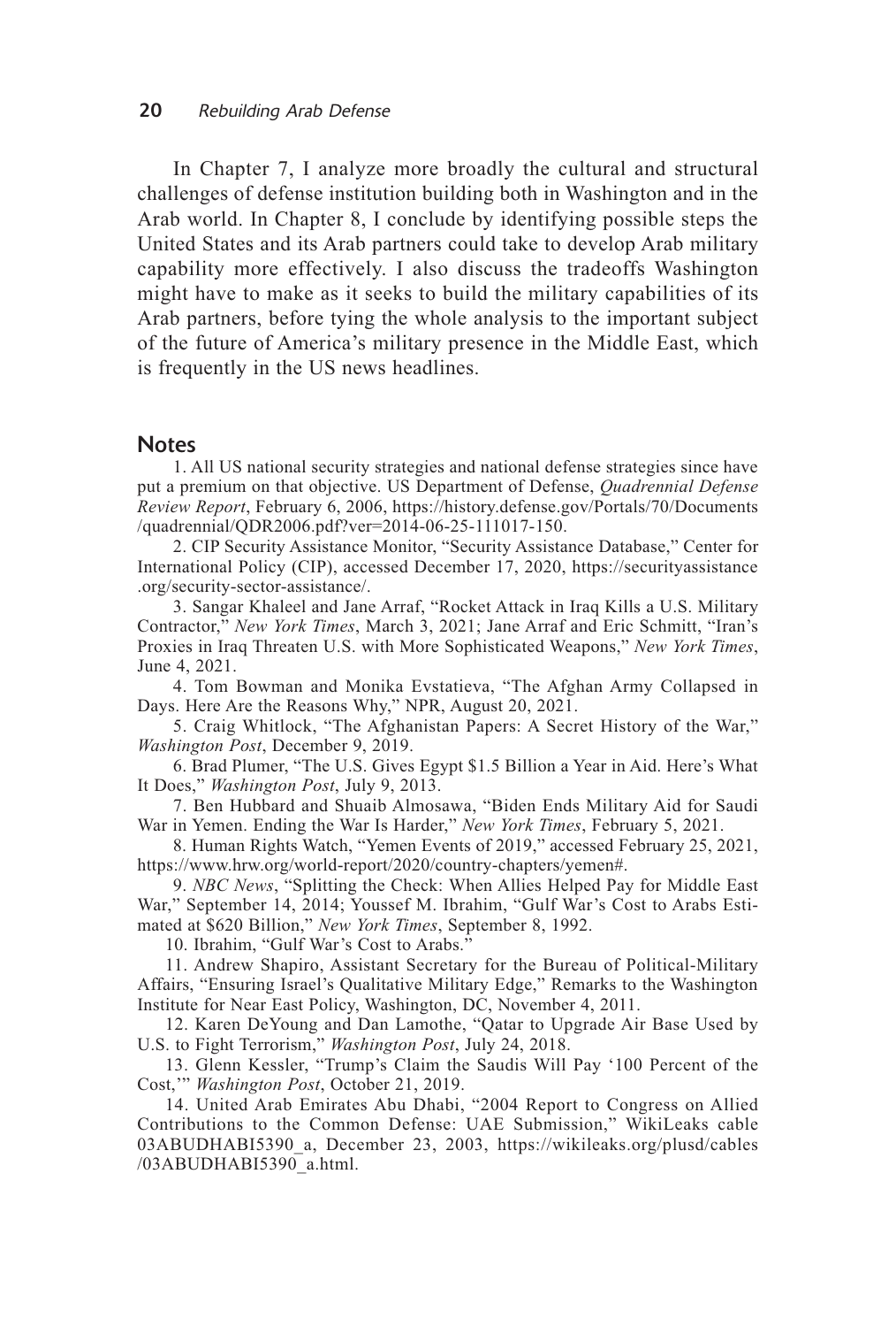In Chapter 7, I analyze more broadly the cultural and structural challenges of defense institution building both in Washington and in the Arab world. In Chapter 8, I conclude by identifying possible steps the United States and its Arab partners could take to develop Arab military capability more effectively. I also discuss the tradeoffs Washington might have to make as it seeks to build the military capabilities of its Arab partners, before tying the whole analysis to the important subject of the future of America's military presence in the Middle East, which is frequently in the US news headlines.

## Notes

1. All US national security strategies and national defense strategies since have put a premium on that objective. US Department of Defense, *Quadrennial Defense Review Report*, February 6, 2006, https://history.defense.gov/Portals/70/Documents/quadrennial/QDR2006.pdf?ver=2014-06-25-111017-150.

2. CIP Security Assistance Monitor, "Security Assistance Database," Center for International Policy (CIP), accessed December 17, 2020, https://securityassistance.org/security-sector-assistance/.

3. Sangar Khaleel and Jane Arraf, "Rocket Attack in Iraq Kills a U.S. Military Contractor," *New York Times*, March 3, 2021; Jane Arraf and Eric Schmitt, "Iran's Proxies in Iraq Threaten U.S. with More Sophisticated Weapons," *New York Times*, June 4, 2021.

4. Tom Bowman and Monika Evstatieva, "The Afghan Army Collapsed in Days. Here Are the Reasons Why," NPR, August 20, 2021.

5. Craig Whitlock, "The Afghanistan Papers: A Secret History of the War," *Washington Post*, December 9, 2019.

6. Brad Plumer, "The U.S. Gives Egypt $1.5 Billion a Year in Aid. Here's What It Does," *Washington Post*, July 9, 2013.

7. Ben Hubbard and Shuaib Almosawa, "Biden Ends Military Aid for Saudi War in Yemen. Ending the War Is Harder," *New York Times*, February 5, 2021.

8. Human Rights Watch, "Yemen Events of 2019," accessed February 25, 2021, https://www.hrw.org/world-report/2020/country-chapters/yemen#.

9. *NBC News*, "Splitting the Check: When Allies Helped Pay for Middle East War," September 14, 2014; Youssef M. Ibrahim, "Gulf War's Cost to Arabs Estimated at $620 Billion," *New York Times*, September 8, 1992.

10. Ibrahim, "Gulf War's Cost to Arabs."

11. Andrew Shapiro, Assistant Secretary for the Bureau of Political-Military Affairs, "Ensuring Israel's Qualitative Military Edge," Remarks to the Washington Institute for Near East Policy, Washington, DC, November 4, 2011.

12. Karen DeYoung and Dan Lamothe, "Qatar to Upgrade Air Base Used by U.S. to Fight Terrorism," *Washington Post*, July 24, 2018.

13. Glenn Kessler, "Trump's Claim the Saudis Will Pay '100 Percent of the Cost,'" *Washington Post*, October 21, 2019.

14. United Arab Emirates Abu Dhabi, "2004 Report to Congress on Allied Contributions to the Common Defense: UAE Submission," WikiLeaks cable 03ABUDHABI5390_a, December 23, 2003, https://wikileaks.org/plusd/cables/03ABUDHABI5390_a.html.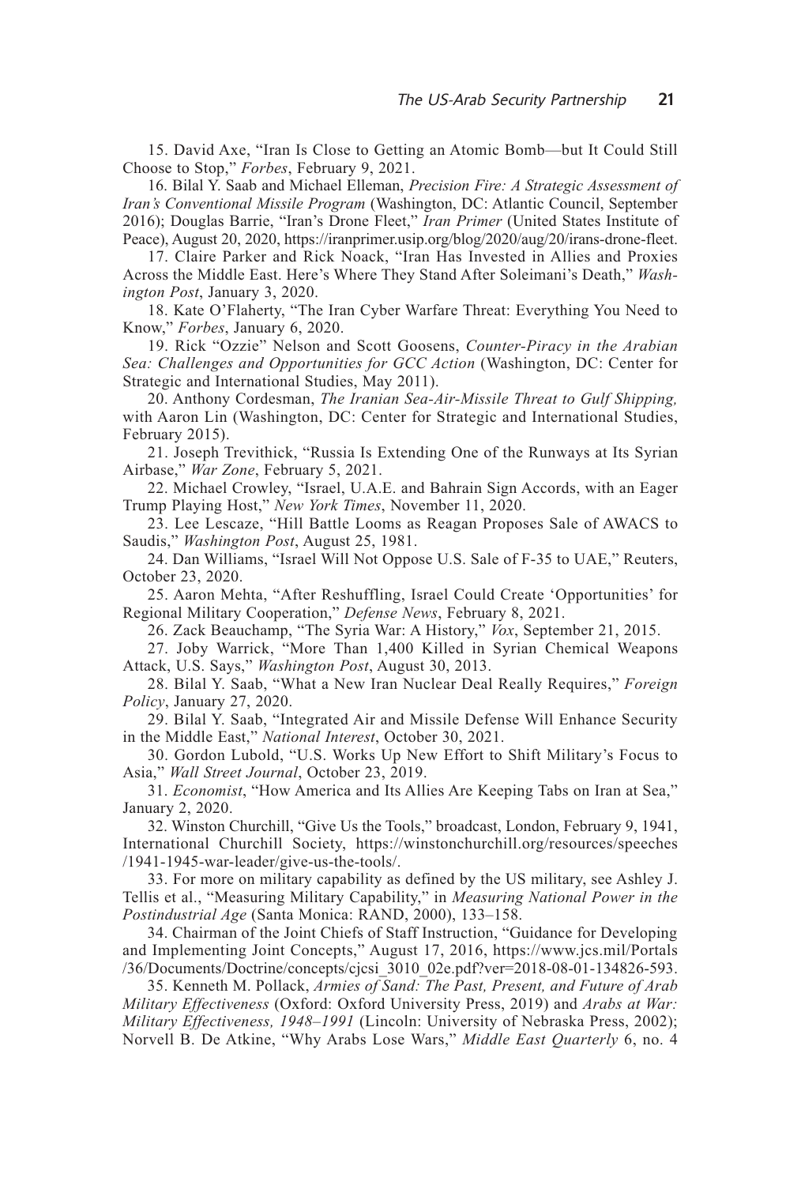15. David Axe, "Iran Is Close to Getting an Atomic Bomb—but It Could Still Choose to Stop," *Forbes*, February 9, 2021.

16. Bilal Y. Saab and Michael Elleman, *Precision Fire: A Strategic Assessment of Iran's Conventional Missile Program* (Washington, DC: Atlantic Council, September 2016); Douglas Barrie, "Iran's Drone Fleet," *Iran Primer* (United States Institute of Peace), August 20, 2020, https://iranprimer.usip.org/blog/2020/aug/20/irans-drone-fleet.

17. Claire Parker and Rick Noack, "Iran Has Invested in Allies and Proxies Across the Middle East. Here's Where They Stand After Soleimani's Death," *Washington Post*, January 3, 2020.

18. Kate O'Flaherty, "The Iran Cyber Warfare Threat: Everything You Need to Know," *Forbes*, January 6, 2020.

19. Rick "Ozzie" Nelson and Scott Goosens, *Counter-Piracy in the Arabian Sea: Challenges and Opportunities for GCC Action* (Washington, DC: Center for Strategic and International Studies, May 2011).

20. Anthony Cordesman, *The Iranian Sea-Air-Missile Threat to Gulf Shipping,* with Aaron Lin (Washington, DC: Center for Strategic and International Studies, February 2015).

21. Joseph Trevithick, "Russia Is Extending One of the Runways at Its Syrian Airbase," *War Zone*, February 5, 2021.

22. Michael Crowley, "Israel, U.A.E. and Bahrain Sign Accords, with an Eager Trump Playing Host," *New York Times*, November 11, 2020.

23. Lee Lescaze, "Hill Battle Looms as Reagan Proposes Sale of AWACS to Saudis," *Washington Post*, August 25, 1981.

24. Dan Williams, "Israel Will Not Oppose U.S. Sale of F-35 to UAE," Reuters, October 23, 2020.

25. Aaron Mehta, "After Reshuffling, Israel Could Create 'Opportunities' for Regional Military Cooperation," *Defense News*, February 8, 2021.

26. Zack Beauchamp, "The Syria War: A History," *Vox*, September 21, 2015.

27. Joby Warrick, "More Than 1,400 Killed in Syrian Chemical Weapons Attack, U.S. Says," *Washington Post*, August 30, 2013.

28. Bilal Y. Saab, "What a New Iran Nuclear Deal Really Requires," *Foreign Policy*, January 27, 2020.

29. Bilal Y. Saab, "Integrated Air and Missile Defense Will Enhance Security in the Middle East," *National Interest*, October 30, 2021.

30. Gordon Lubold, "U.S. Works Up New Effort to Shift Military's Focus to Asia," *Wall Street Journal*, October 23, 2019.

31. *Economist*, "How America and Its Allies Are Keeping Tabs on Iran at Sea," January 2, 2020.

32. Winston Churchill, "Give Us the Tools," broadcast, London, February 9, 1941, International Churchill Society, https://winstonchurchill.org/resources/speeches/1941-1945-war-leader/give-us-the-tools/.

33. For more on military capability as defined by the US military, see Ashley J. Tellis et al., "Measuring Military Capability," in *Measuring National Power in the Postindustrial Age* (Santa Monica: RAND, 2000), 133–158.

34. Chairman of the Joint Chiefs of Staff Instruction, "Guidance for Developing and Implementing Joint Concepts," August 17, 2016, https://www.jcs.mil/Portals/36/Documents/Doctrine/concepts/cjcsi_3010_02e.pdf?ver=2018-08-01-134826-593.

35. Kenneth M. Pollack, *Armies of Sand: The Past, Present, and Future of Arab Military Effectiveness* (Oxford: Oxford University Press, 2019) and *Arabs at War: Military Effectiveness, 1948–1991* (Lincoln: University of Nebraska Press, 2002); Norvell B. De Atkine, "Why Arabs Lose Wars," *Middle East Quarterly* 6, no. 4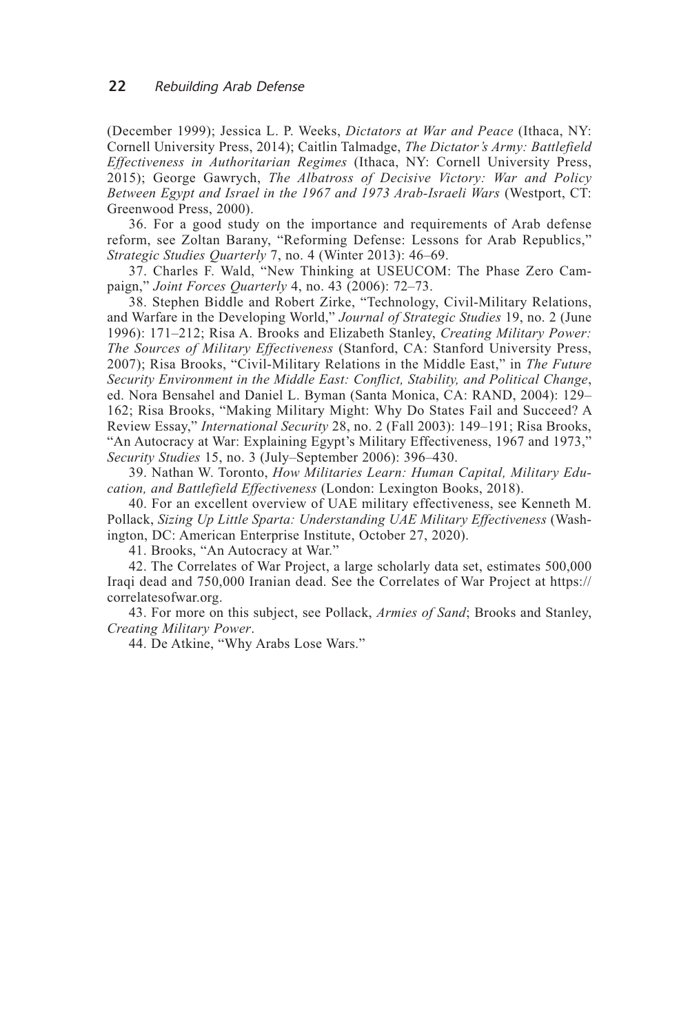(December 1999); Jessica L. P. Weeks, *Dictators at War and Peace* (Ithaca, NY: Cornell University Press, 2014); Caitlin Talmadge, *The Dictator's Army: Battlefield Effectiveness in Authoritarian Regimes* (Ithaca, NY: Cornell University Press, 2015); George Gawrych, *The Albatross of Decisive Victory: War and Policy Between Egypt and Israel in the 1967 and 1973 Arab-Israeli Wars* (Westport, CT: Greenwood Press, 2000).

36. For a good study on the importance and requirements of Arab defense reform, see Zoltan Barany, "Reforming Defense: Lessons for Arab Republics," *Strategic Studies Quarterly* 7, no. 4 (Winter 2013): 46–69.

37. Charles F. Wald, "New Thinking at USEUCOM: The Phase Zero Campaign," *Joint Forces Quarterly* 4, no. 43 (2006): 72–73.

38. Stephen Biddle and Robert Zirke, "Technology, Civil-Military Relations, and Warfare in the Developing World," *Journal of Strategic Studies* 19, no. 2 (June 1996): 171–212; Risa A. Brooks and Elizabeth Stanley, *Creating Military Power: The Sources of Military Effectiveness* (Stanford, CA: Stanford University Press, 2007); Risa Brooks, "Civil-Military Relations in the Middle East," in *The Future Security Environment in the Middle East: Conflict, Stability, and Political Change*, ed. Nora Bensahel and Daniel L. Byman (Santa Monica, CA: RAND, 2004): 129–162; Risa Brooks, "Making Military Might: Why Do States Fail and Succeed? A Review Essay," *International Security* 28, no. 2 (Fall 2003): 149–191; Risa Brooks, "An Autocracy at War: Explaining Egypt's Military Effectiveness, 1967 and 1973," *Security Studies* 15, no. 3 (July–September 2006): 396–430.

39. Nathan W. Toronto, *How Militaries Learn: Human Capital, Military Education, and Battlefield Effectiveness* (London: Lexington Books, 2018).

40. For an excellent overview of UAE military effectiveness, see Kenneth M. Pollack, *Sizing Up Little Sparta: Understanding UAE Military Effectiveness* (Washington, DC: American Enterprise Institute, October 27, 2020).

41. Brooks, "An Autocracy at War."

42. The Correlates of War Project, a large scholarly data set, estimates 500,000 Iraqi dead and 750,000 Iranian dead. See the Correlates of War Project at https://correlatesofwar.org.

43. For more on this subject, see Pollack, *Armies of Sand*; Brooks and Stanley, *Creating Military Power*.

44. De Atkine, "Why Arabs Lose Wars."